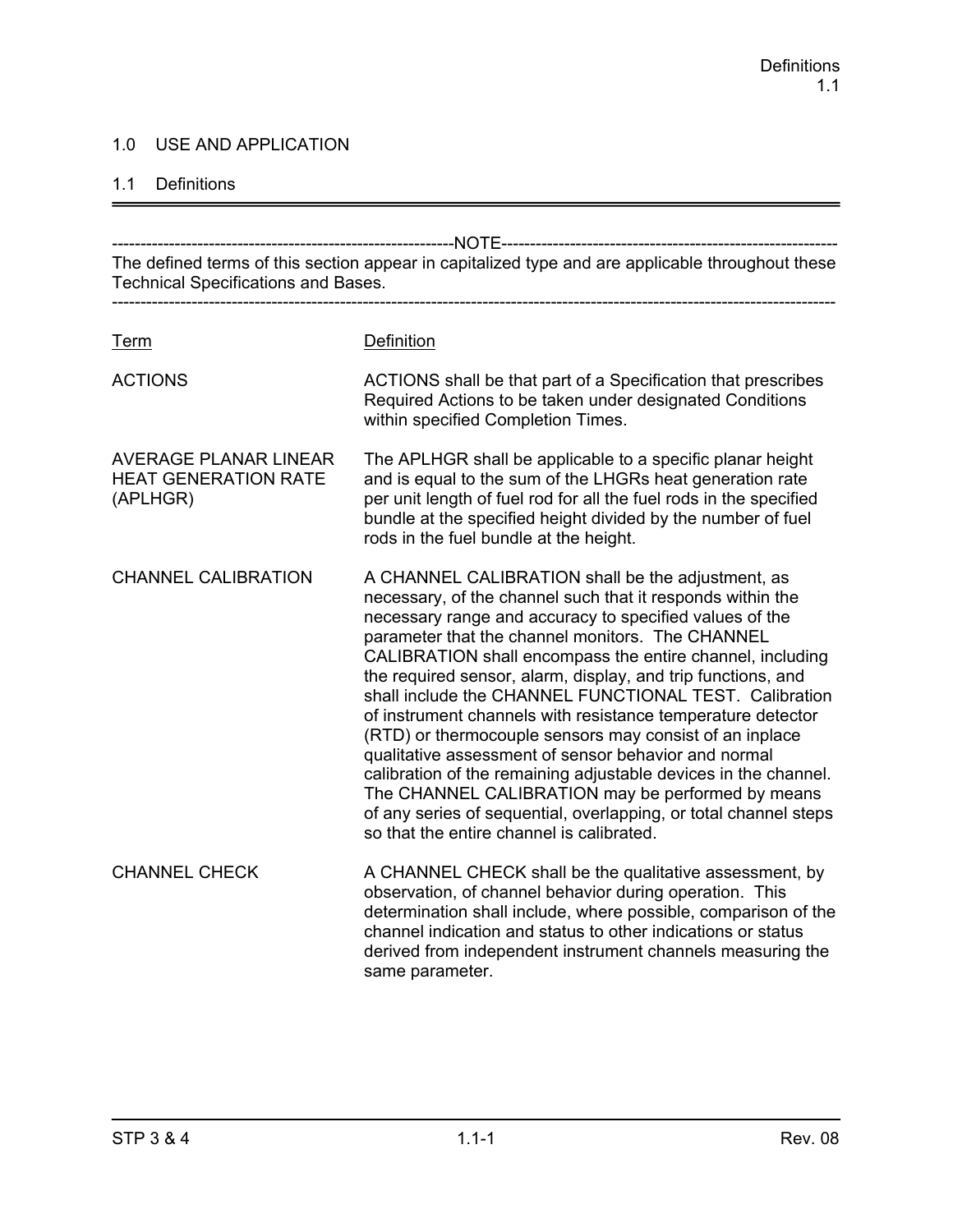# 1.0 USE AND APPLICATION

## 1.1 Definitions

---

-----NOTE-----

The defined terms of this section appear in capitalized type and are applicable throughout these Technical Specifications and Bases.

---

| Term | Definition |
|---|---|
| ACTIONS | ACTIONS shall be that part of a Specification that prescribes Required Actions to be taken under designated Conditions within specified Completion Times. |
| AVERAGE PLANAR LINEAR HEAT GENERATION RATE (APLHGR) | The APLHGR shall be applicable to a specific planar height and is equal to the sum of the LHGRs heat generation rate per unit length of fuel rod for all the fuel rods in the specified bundle at the specified height divided by the number of fuel rods in the fuel bundle at the height. |
| CHANNEL CALIBRATION | A CHANNEL CALIBRATION shall be the adjustment, as necessary, of the channel such that it responds within the necessary range and accuracy to specified values of the parameter that the channel monitors. The CHANNEL CALIBRATION shall encompass the entire channel, including the required sensor, alarm, display, and trip functions, and shall include the CHANNEL FUNCTIONAL TEST. Calibration of instrument channels with resistance temperature detector (RTD) or thermocouple sensors may consist of an inplace qualitative assessment of sensor behavior and normal calibration of the remaining adjustable devices in the channel. The CHANNEL CALIBRATION may be performed by means of any series of sequential, overlapping, or total channel steps so that the entire channel is calibrated. |
| CHANNEL CHECK | A CHANNEL CHECK shall be the qualitative assessment, by observation, of channel behavior during operation. This determination shall include, where possible, comparison of the channel indication and status to other indications or status derived from independent instrument channels measuring the same parameter. |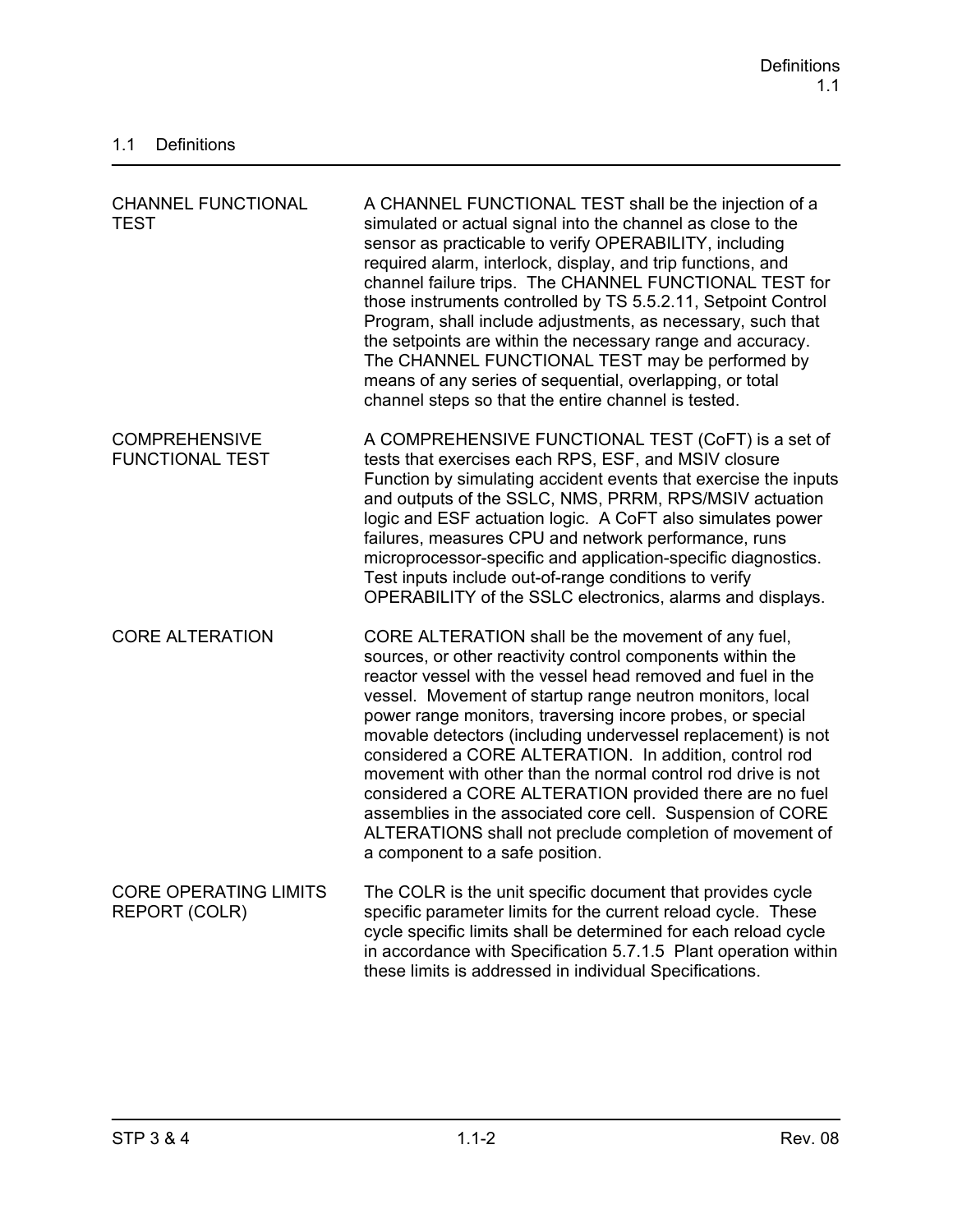## 1.1 Definitions

| | |
|---|---|
| CHANNEL FUNCTIONAL TEST | A CHANNEL FUNCTIONAL TEST shall be the injection of a simulated or actual signal into the channel as close to the sensor as practicable to verify OPERABILITY, including required alarm, interlock, display, and trip functions, and channel failure trips. The CHANNEL FUNCTIONAL TEST for those instruments controlled by TS 5.5.2.11, Setpoint Control Program, shall include adjustments, as necessary, such that the setpoints are within the necessary range and accuracy. The CHANNEL FUNCTIONAL TEST may be performed by means of any series of sequential, overlapping, or total channel steps so that the entire channel is tested. |
| COMPREHENSIVE FUNCTIONAL TEST | A COMPREHENSIVE FUNCTIONAL TEST (CoFT) is a set of tests that exercises each RPS, ESF, and MSIV closure Function by simulating accident events that exercise the inputs and outputs of the SSLC, NMS, PRRM, RPS/MSIV actuation logic and ESF actuation logic. A CoFT also simulates power failures, measures CPU and network performance, runs microprocessor-specific and application-specific diagnostics. Test inputs include out-of-range conditions to verify OPERABILITY of the SSLC electronics, alarms and displays. |
| CORE ALTERATION | CORE ALTERATION shall be the movement of any fuel, sources, or other reactivity control components within the reactor vessel with the vessel head removed and fuel in the vessel. Movement of startup range neutron monitors, local power range monitors, traversing incore probes, or special movable detectors (including undervessel replacement) is not considered a CORE ALTERATION. In addition, control rod movement with other than the normal control rod drive is not considered a CORE ALTERATION provided there are no fuel assemblies in the associated core cell. Suspension of CORE ALTERATIONS shall not preclude completion of movement of a component to a safe position. |
| CORE OPERATING LIMITS REPORT (COLR) | The COLR is the unit specific document that provides cycle specific parameter limits for the current reload cycle. These cycle specific limits shall be determined for each reload cycle in accordance with Specification 5.7.1.5 Plant operation within these limits is addressed in individual Specifications. |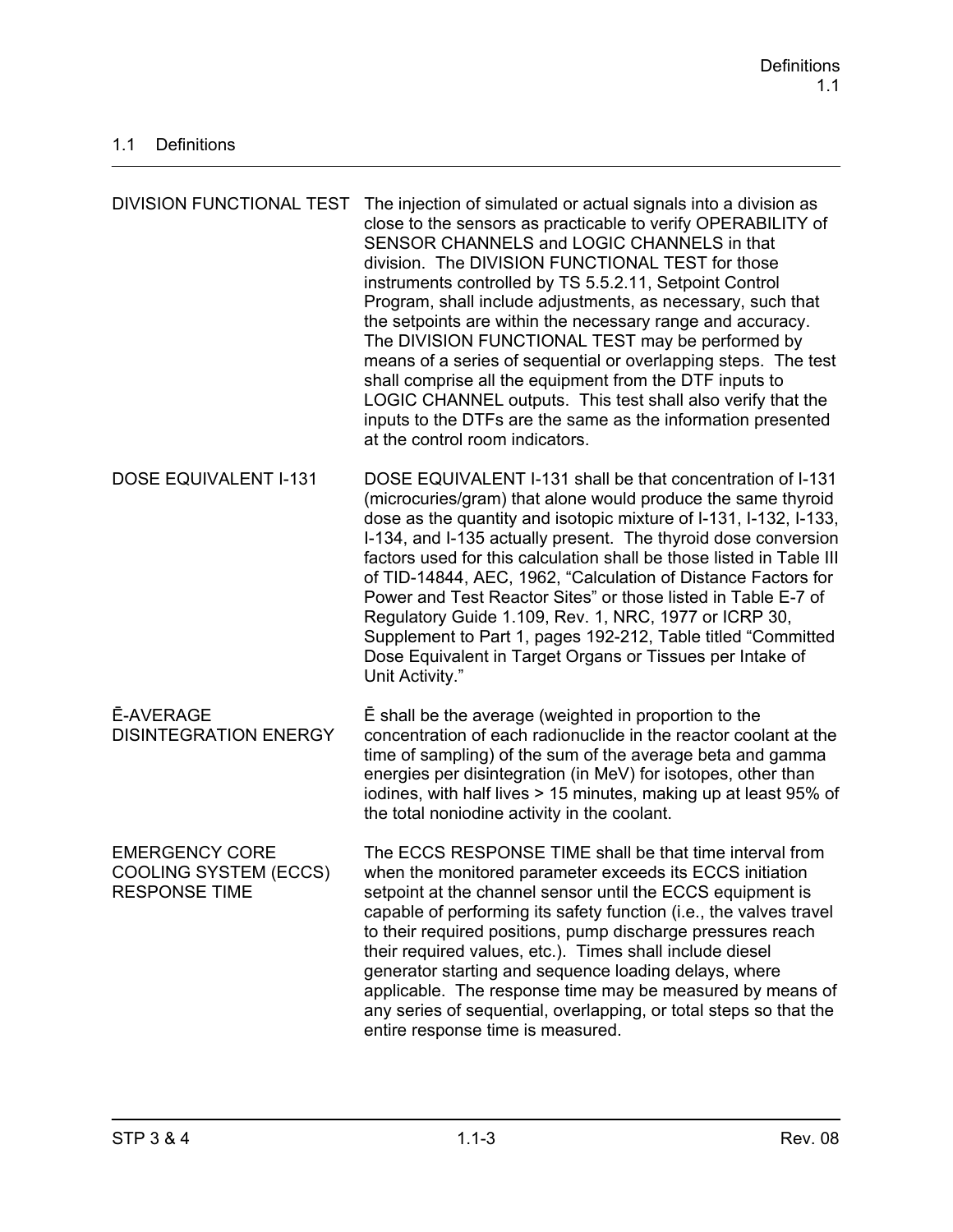## 1.1 Definitions

| | |
|---|---|
| DIVISION FUNCTIONAL TEST | The injection of simulated or actual signals into a division as close to the sensors as practicable to verify OPERABILITY of SENSOR CHANNELS and LOGIC CHANNELS in that division. The DIVISION FUNCTIONAL TEST for those instruments controlled by TS 5.5.2.11, Setpoint Control Program, shall include adjustments, as necessary, such that the setpoints are within the necessary range and accuracy. The DIVISION FUNCTIONAL TEST may be performed by means of a series of sequential or overlapping steps. The test shall comprise all the equipment from the DTF inputs to LOGIC CHANNEL outputs. This test shall also verify that the inputs to the DTFs are the same as the information presented at the control room indicators. |
| DOSE EQUIVALENT I-131 | DOSE EQUIVALENT I-131 shall be that concentration of I-131 (microcuries/gram) that alone would produce the same thyroid dose as the quantity and isotopic mixture of I-131, I-132, I-133, I-134, and I-135 actually present. The thyroid dose conversion factors used for this calculation shall be those listed in Table III of TID-14844, AEC, 1962, "Calculation of Distance Factors for Power and Test Reactor Sites" or those listed in Table E-7 of Regulatory Guide 1.109, Rev. 1, NRC, 1977 or ICRP 30, Supplement to Part 1, pages 192-212, Table titled "Committed Dose Equivalent in Target Organs or Tissues per Intake of Unit Activity." |
| $\bar{E}$-AVERAGE DISINTEGRATION ENERGY | $\bar{E}$ shall be the average (weighted in proportion to the concentration of each radionuclide in the reactor coolant at the time of sampling) of the sum of the average beta and gamma energies per disintegration (in MeV) for isotopes, other than iodines, with half lives > 15 minutes, making up at least 95% of the total noniodine activity in the coolant. |
| EMERGENCY CORE COOLING SYSTEM (ECCS) RESPONSE TIME | The ECCS RESPONSE TIME shall be that time interval from when the monitored parameter exceeds its ECCS initiation setpoint at the channel sensor until the ECCS equipment is capable of performing its safety function (i.e., the valves travel to their required positions, pump discharge pressures reach their required values, etc.). Times shall include diesel generator starting and sequence loading delays, where applicable. The response time may be measured by means of any series of sequential, overlapping, or total steps so that the entire response time is measured. |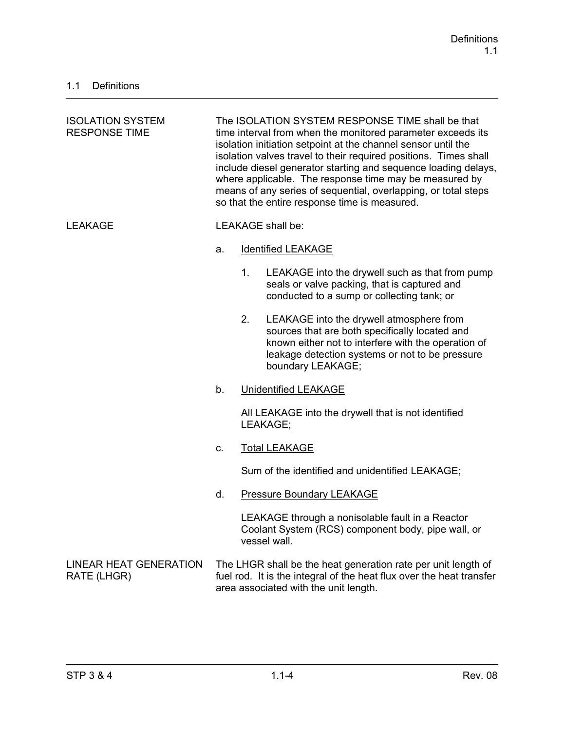## 1.1 Definitions

**ISOLATION SYSTEM RESPONSE TIME**

The ISOLATION SYSTEM RESPONSE TIME shall be that time interval from when the monitored parameter exceeds its isolation initiation setpoint at the channel sensor until the isolation valves travel to their required positions. Times shall include diesel generator starting and sequence loading delays, where applicable. The response time may be measured by means of any series of sequential, overlapping, or total steps so that the entire response time is measured.

**LEAKAGE**

LEAKAGE shall be:

a. Identified LEAKAGE

   1. LEAKAGE into the drywell such as that from pump seals or valve packing, that is captured and conducted to a sump or collecting tank; or

   2. LEAKAGE into the drywell atmosphere from sources that are both specifically located and known either not to interfere with the operation of leakage detection systems or not to be pressure boundary LEAKAGE;

b. Unidentified LEAKAGE

   All LEAKAGE into the drywell that is not identified LEAKAGE;

c. Total LEAKAGE

   Sum of the identified and unidentified LEAKAGE;

d. Pressure Boundary LEAKAGE

   LEAKAGE through a nonisolable fault in a Reactor Coolant System (RCS) component body, pipe wall, or vessel wall.

**LINEAR HEAT GENERATION RATE (LHGR)**

The LHGR shall be the heat generation rate per unit length of fuel rod. It is the integral of the heat flux over the heat transfer area associated with the unit length.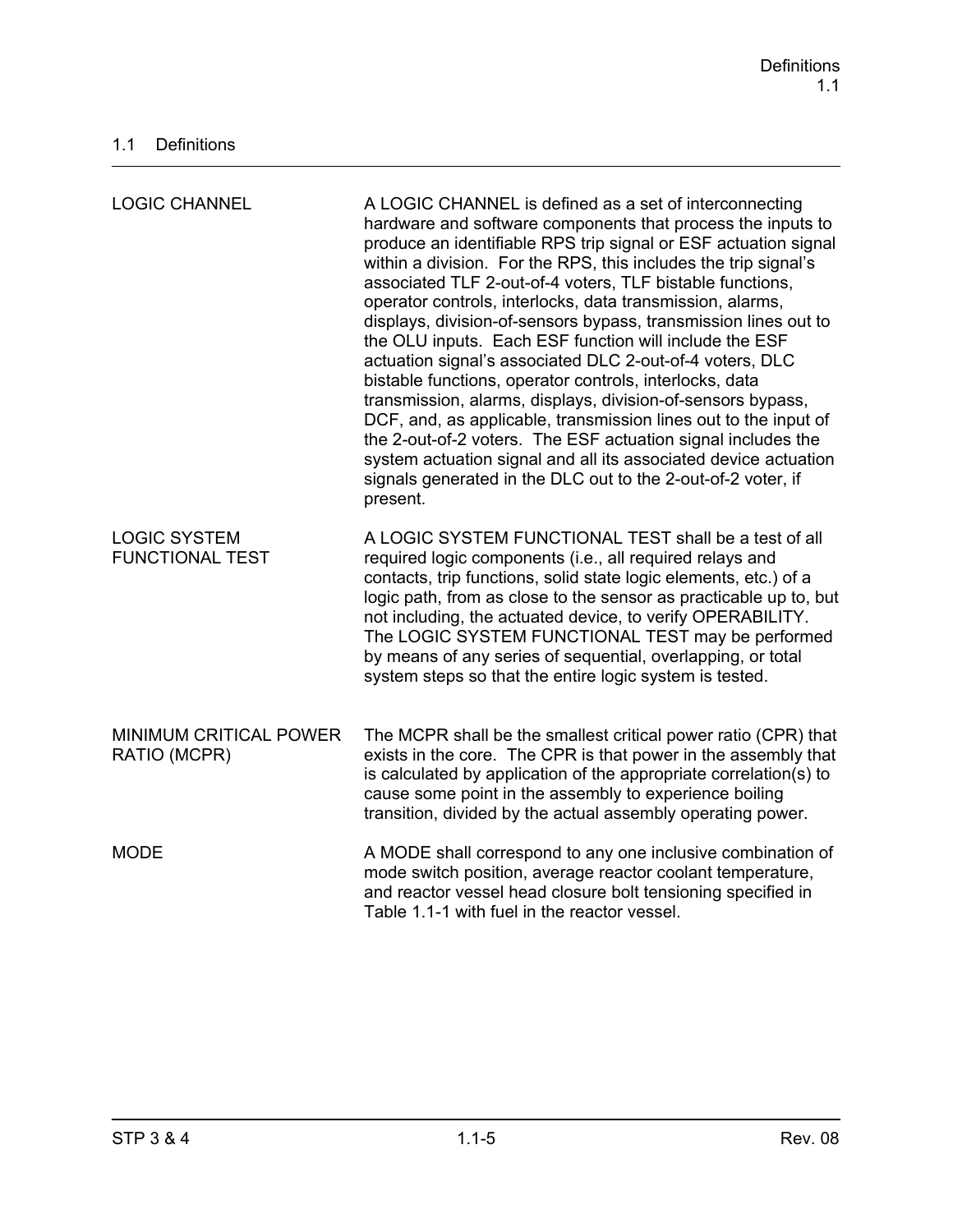## 1.1 Definitions

| | |
|---|---|
| LOGIC CHANNEL | A LOGIC CHANNEL is defined as a set of interconnecting hardware and software components that process the inputs to produce an identifiable RPS trip signal or ESF actuation signal within a division. For the RPS, this includes the trip signal's associated TLF 2-out-of-4 voters, TLF bistable functions, operator controls, interlocks, data transmission, alarms, displays, division-of-sensors bypass, transmission lines out to the OLU inputs. Each ESF function will include the ESF actuation signal's associated DLC 2-out-of-4 voters, DLC bistable functions, operator controls, interlocks, data transmission, alarms, displays, division-of-sensors bypass, DCF, and, as applicable, transmission lines out to the input of the 2-out-of-2 voters. The ESF actuation signal includes the system actuation signal and all its associated device actuation signals generated in the DLC out to the 2-out-of-2 voter, if present. |
| LOGIC SYSTEM FUNCTIONAL TEST | A LOGIC SYSTEM FUNCTIONAL TEST shall be a test of all required logic components (i.e., all required relays and contacts, trip functions, solid state logic elements, etc.) of a logic path, from as close to the sensor as practicable up to, but not including, the actuated device, to verify OPERABILITY. The LOGIC SYSTEM FUNCTIONAL TEST may be performed by means of any series of sequential, overlapping, or total system steps so that the entire logic system is tested. |
| MINIMUM CRITICAL POWER RATIO (MCPR) | The MCPR shall be the smallest critical power ratio (CPR) that exists in the core. The CPR is that power in the assembly that is calculated by application of the appropriate correlation(s) to cause some point in the assembly to experience boiling transition, divided by the actual assembly operating power. |
| MODE | A MODE shall correspond to any one inclusive combination of mode switch position, average reactor coolant temperature, and reactor vessel head closure bolt tensioning specified in Table 1.1-1 with fuel in the reactor vessel. |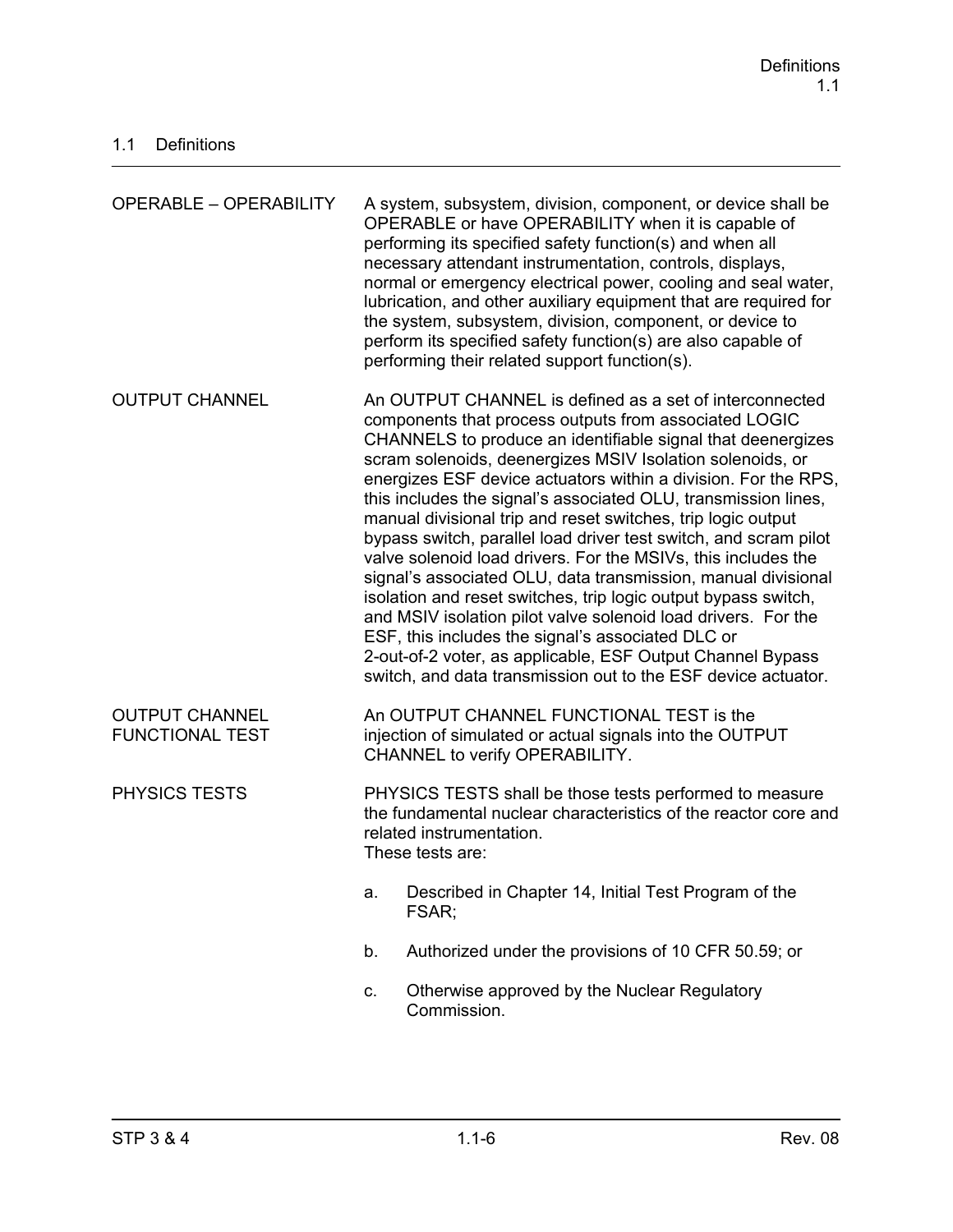## 1.1 Definitions

| | |
|---|---|
| OPERABLE – OPERABILITY | A system, subsystem, division, component, or device shall be OPERABLE or have OPERABILITY when it is capable of performing its specified safety function(s) and when all necessary attendant instrumentation, controls, displays, normal or emergency electrical power, cooling and seal water, lubrication, and other auxiliary equipment that are required for the system, subsystem, division, component, or device to perform its specified safety function(s) are also capable of performing their related support function(s). |
| OUTPUT CHANNEL | An OUTPUT CHANNEL is defined as a set of interconnected components that process outputs from associated LOGIC CHANNELS to produce an identifiable signal that deenergizes scram solenoids, deenergizes MSIV Isolation solenoids, or energizes ESF device actuators within a division. For the RPS, this includes the signal's associated OLU, transmission lines, manual divisional trip and reset switches, trip logic output bypass switch, parallel load driver test switch, and scram pilot valve solenoid load drivers. For the MSIVs, this includes the signal's associated OLU, data transmission, manual divisional isolation and reset switches, trip logic output bypass switch, and MSIV isolation pilot valve solenoid load drivers. For the ESF, this includes the signal's associated DLC or 2-out-of-2 voter, as applicable, ESF Output Channel Bypass switch, and data transmission out to the ESF device actuator. |
| OUTPUT CHANNEL FUNCTIONAL TEST | An OUTPUT CHANNEL FUNCTIONAL TEST is the injection of simulated or actual signals into the OUTPUT CHANNEL to verify OPERABILITY. |
| PHYSICS TESTS | PHYSICS TESTS shall be those tests performed to measure the fundamental nuclear characteristics of the reactor core and related instrumentation.<br>These tests are:<br>a. Described in Chapter 14, Initial Test Program of the FSAR;<br>b. Authorized under the provisions of 10 CFR 50.59; or<br>c. Otherwise approved by the Nuclear Regulatory Commission. |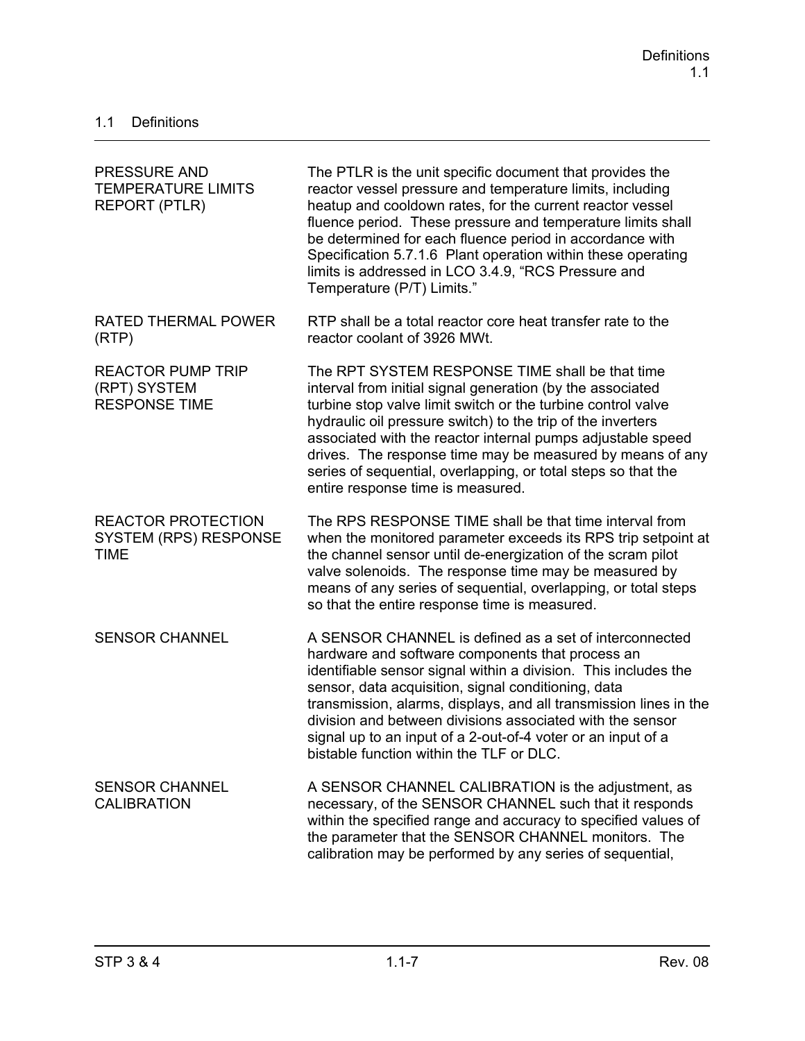## 1.1 Definitions

| | |
|---|---|
| PRESSURE AND TEMPERATURE LIMITS REPORT (PTLR) | The PTLR is the unit specific document that provides the reactor vessel pressure and temperature limits, including heatup and cooldown rates, for the current reactor vessel fluence period. These pressure and temperature limits shall be determined for each fluence period in accordance with Specification 5.7.1.6 Plant operation within these operating limits is addressed in LCO 3.4.9, "RCS Pressure and Temperature (P/T) Limits." |
| RATED THERMAL POWER (RTP) | RTP shall be a total reactor core heat transfer rate to the reactor coolant of 3926 MWt. |
| REACTOR PUMP TRIP (RPT) SYSTEM RESPONSE TIME | The RPT SYSTEM RESPONSE TIME shall be that time interval from initial signal generation (by the associated turbine stop valve limit switch or the turbine control valve hydraulic oil pressure switch) to the trip of the inverters associated with the reactor internal pumps adjustable speed drives. The response time may be measured by means of any series of sequential, overlapping, or total steps so that the entire response time is measured. |
| REACTOR PROTECTION SYSTEM (RPS) RESPONSE TIME | The RPS RESPONSE TIME shall be that time interval from when the monitored parameter exceeds its RPS trip setpoint at the channel sensor until de-energization of the scram pilot valve solenoids. The response time may be measured by means of any series of sequential, overlapping, or total steps so that the entire response time is measured. |
| SENSOR CHANNEL | A SENSOR CHANNEL is defined as a set of interconnected hardware and software components that process an identifiable sensor signal within a division. This includes the sensor, data acquisition, signal conditioning, data transmission, alarms, displays, and all transmission lines in the division and between divisions associated with the sensor signal up to an input of a 2-out-of-4 voter or an input of a bistable function within the TLF or DLC. |
| SENSOR CHANNEL CALIBRATION | A SENSOR CHANNEL CALIBRATION is the adjustment, as necessary, of the SENSOR CHANNEL such that it responds within the specified range and accuracy to specified values of the parameter that the SENSOR CHANNEL monitors. The calibration may be performed by any series of sequential, |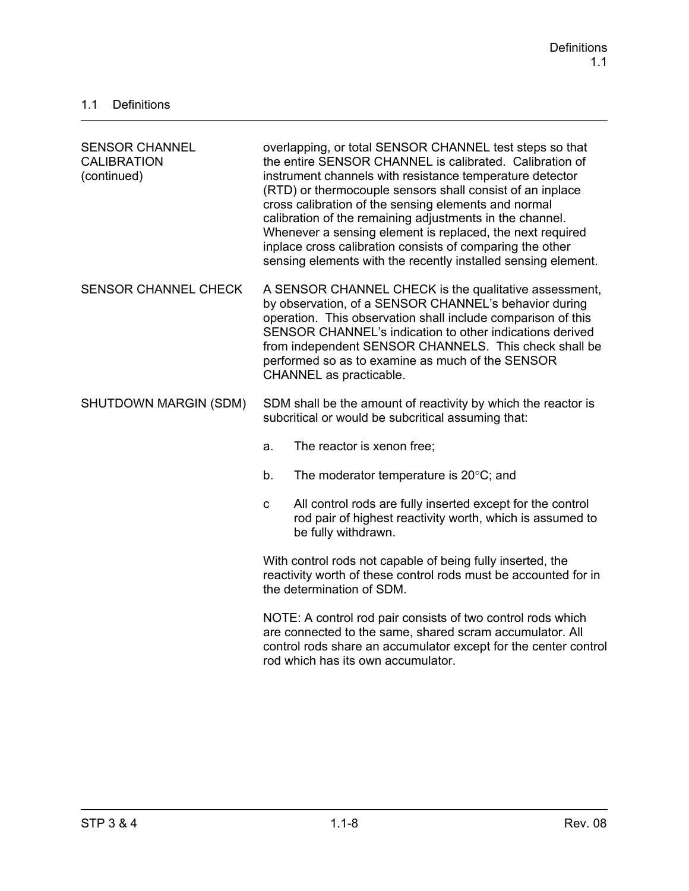## 1.1 Definitions

| | |
|---|---|
| SENSOR CHANNEL CALIBRATION (continued) | overlapping, or total SENSOR CHANNEL test steps so that the entire SENSOR CHANNEL is calibrated. Calibration of instrument channels with resistance temperature detector (RTD) or thermocouple sensors shall consist of an inplace cross calibration of the sensing elements and normal calibration of the remaining adjustments in the channel. Whenever a sensing element is replaced, the next required inplace cross calibration consists of comparing the other sensing elements with the recently installed sensing element. |
| SENSOR CHANNEL CHECK | A SENSOR CHANNEL CHECK is the qualitative assessment, by observation, of a SENSOR CHANNEL's behavior during operation. This observation shall include comparison of this SENSOR CHANNEL's indication to other indications derived from independent SENSOR CHANNELS. This check shall be performed so as to examine as much of the SENSOR CHANNEL as practicable. |
| SHUTDOWN MARGIN (SDM) | SDM shall be the amount of reactivity by which the reactor is subcritical or would be subcritical assuming that:<br><br>a. The reactor is xenon free;<br><br>b. The moderator temperature is 20°C; and<br><br>c All control rods are fully inserted except for the control rod pair of highest reactivity worth, which is assumed to be fully withdrawn.<br><br>With control rods not capable of being fully inserted, the reactivity worth of these control rods must be accounted for in the determination of SDM.<br><br>NOTE: A control rod pair consists of two control rods which are connected to the same, shared scram accumulator. All control rods share an accumulator except for the center control rod which has its own accumulator. |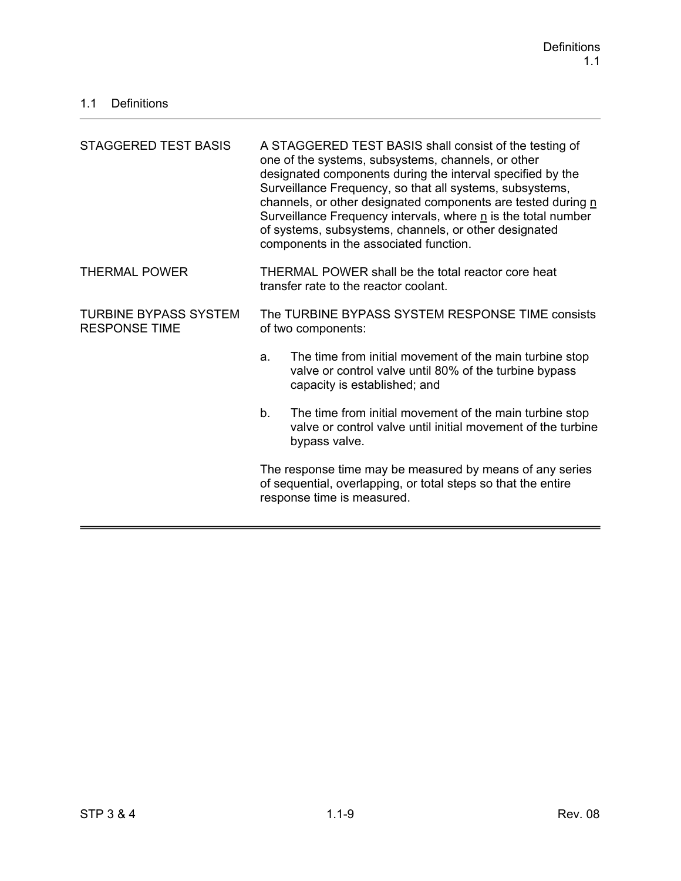## 1.1 Definitions

| | |
|---|---|
| STAGGERED TEST BASIS | A STAGGERED TEST BASIS shall consist of the testing of one of the systems, subsystems, channels, or other designated components during the interval specified by the Surveillance Frequency, so that all systems, subsystems, channels, or other designated components are tested during n Surveillance Frequency intervals, where n is the total number of systems, subsystems, channels, or other designated components in the associated function. |
| THERMAL POWER | THERMAL POWER shall be the total reactor core heat transfer rate to the reactor coolant. |
| TURBINE BYPASS SYSTEM RESPONSE TIME | The TURBINE BYPASS SYSTEM RESPONSE TIME consists of two components:<br><br>a. The time from initial movement of the main turbine stop valve or control valve until 80% of the turbine bypass capacity is established; and<br><br>b. The time from initial movement of the main turbine stop valve or control valve until initial movement of the turbine bypass valve.<br><br>The response time may be measured by means of any series of sequential, overlapping, or total steps so that the entire response time is measured. |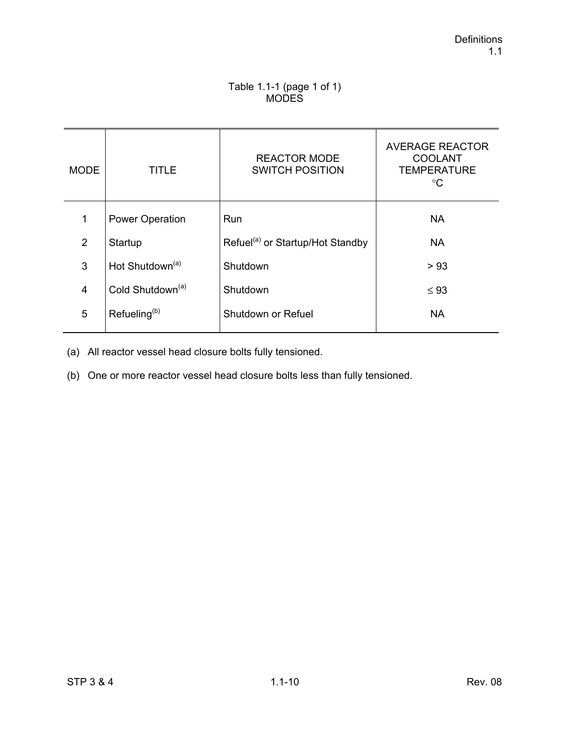Table 1.1-1 (page 1 of 1)
MODES

| MODE | TITLE | REACTOR MODE SWITCH POSITION | AVERAGE REACTOR COOLANT TEMPERATURE °C |
|---|---|---|---|
| 1 | Power Operation | Run | NA |
| 2 | Startup | Refuel[(a)] or Startup/Hot Standby | NA |
| 3 | Hot Shutdown[(a)] | Shutdown | > 93 |
| 4 | Cold Shutdown[(a)] | Shutdown | ≤ 93 |
| 5 | Refueling[(b)] | Shutdown or Refuel | NA |

(a) All reactor vessel head closure bolts fully tensioned.

(b) One or more reactor vessel head closure bolts less than fully tensioned.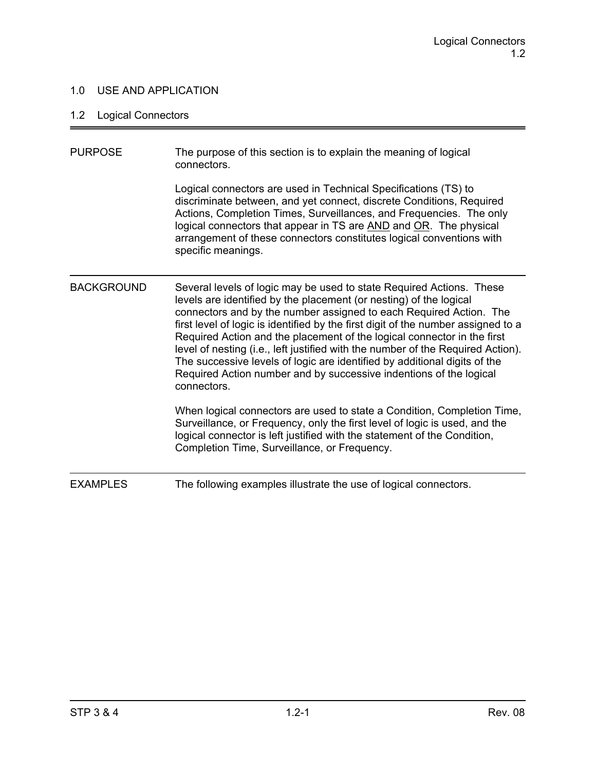## 1.0 USE AND APPLICATION

### 1.2 Logical Connectors

| | |
|---|---|
| PURPOSE | The purpose of this section is to explain the meaning of logical connectors.<br><br>Logical connectors are used in Technical Specifications (TS) to discriminate between, and yet connect, discrete Conditions, Required Actions, Completion Times, Surveillances, and Frequencies. The only logical connectors that appear in TS are <u>AND</u> and <u>OR</u>. The physical arrangement of these connectors constitutes logical conventions with specific meanings. |
| BACKGROUND | Several levels of logic may be used to state Required Actions. These levels are identified by the placement (or nesting) of the logical connectors and by the number assigned to each Required Action. The first level of logic is identified by the first digit of the number assigned to a Required Action and the placement of the logical connector in the first level of nesting (i.e., left justified with the number of the Required Action). The successive levels of logic are identified by additional digits of the Required Action number and by successive indentions of the logical connectors.<br><br>When logical connectors are used to state a Condition, Completion Time, Surveillance, or Frequency, only the first level of logic is used, and the logical connector is left justified with the statement of the Condition, Completion Time, Surveillance, or Frequency. |
| EXAMPLES | The following examples illustrate the use of logical connectors. |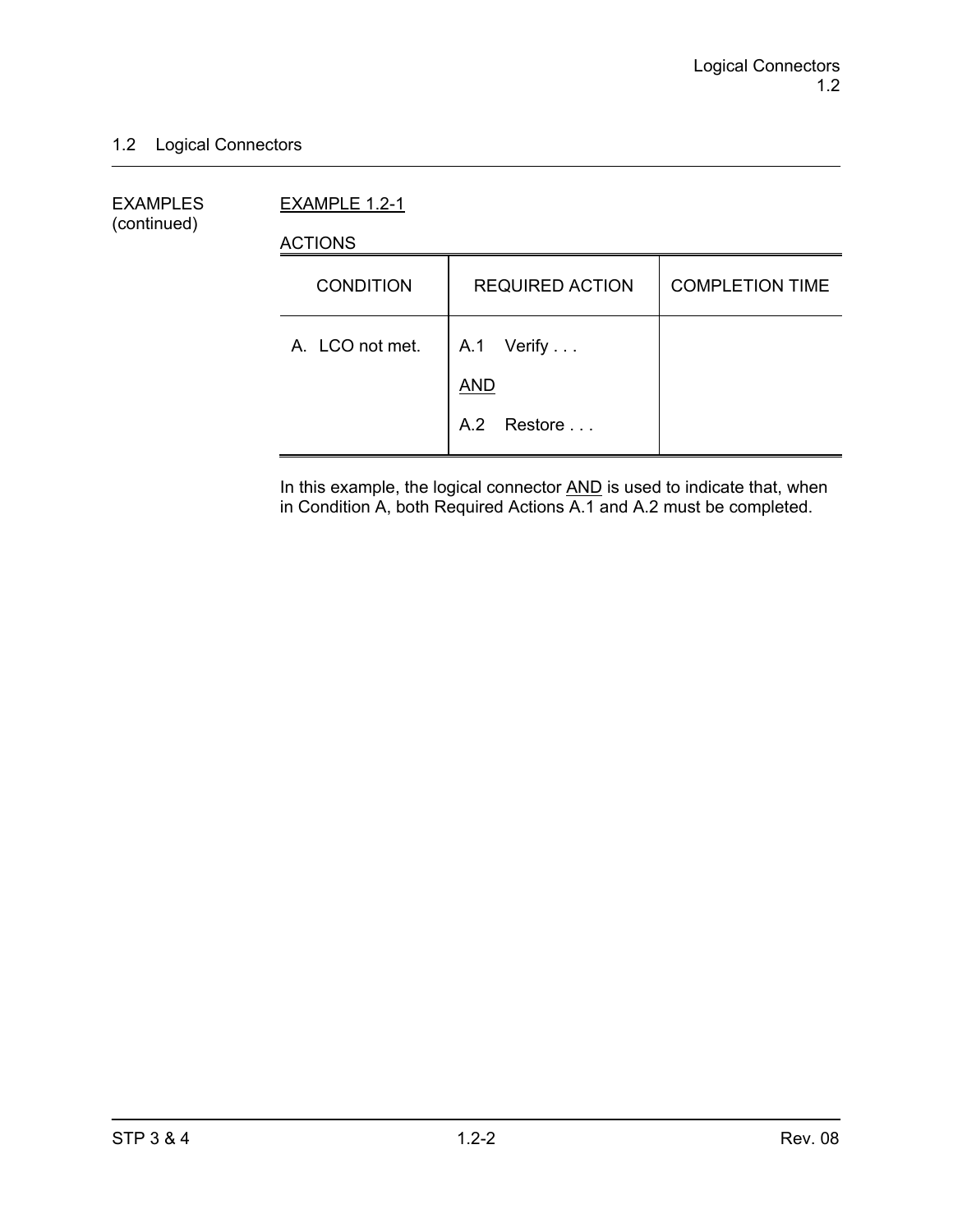## 1.2 Logical Connectors

EXAMPLES (continued)

EXAMPLE 1.2-1

ACTIONS

| CONDITION | REQUIRED ACTION | COMPLETION TIME |
|---|---|---|
| A. LCO not met. | A.1 Verify . . .<br><br>AND<br><br>A.2 Restore . . . | |

In this example, the logical connector AND is used to indicate that, when in Condition A, both Required Actions A.1 and A.2 must be completed.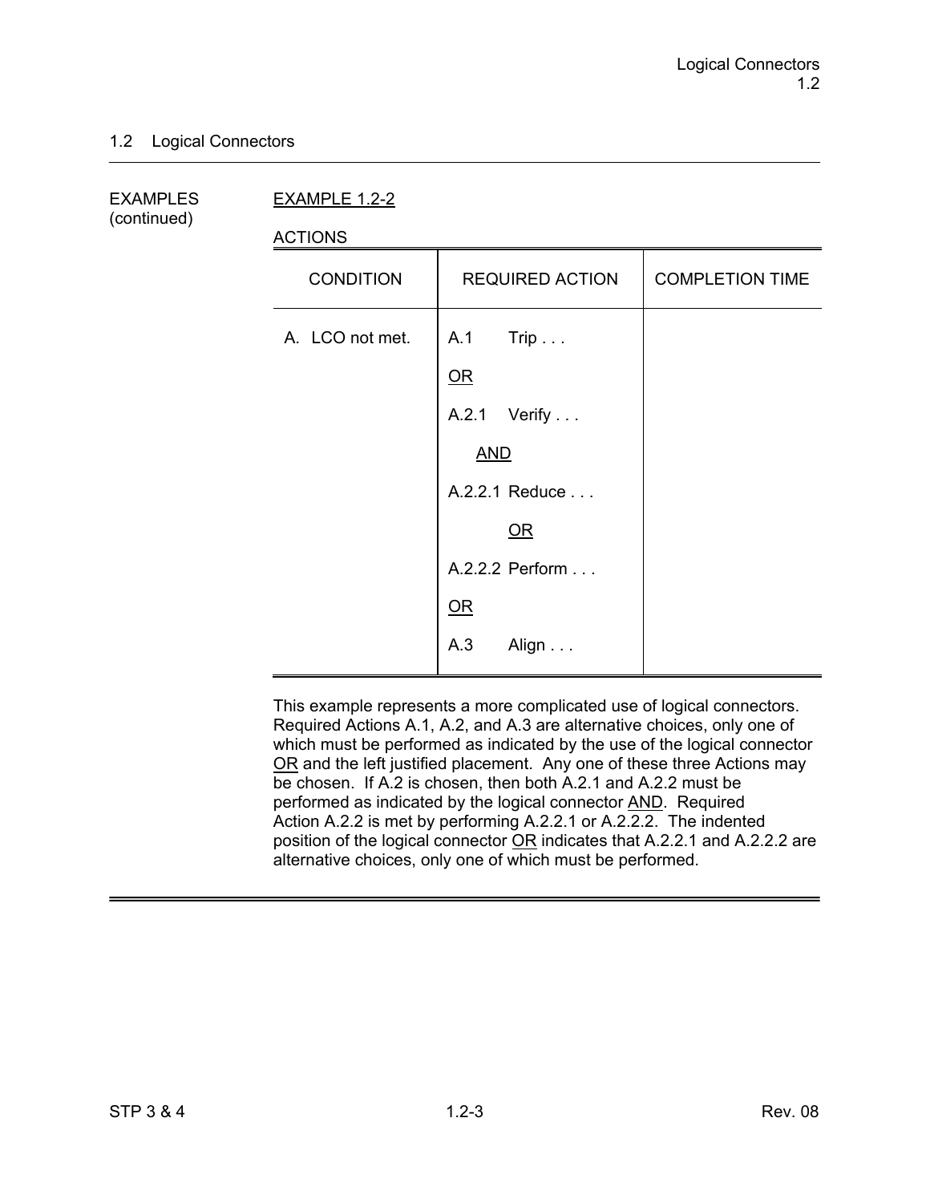## 1.2 Logical Connectors

EXAMPLES (continued)

EXAMPLE 1.2-2

ACTIONS

| CONDITION | REQUIRED ACTION | COMPLETION TIME |
|---|---|---|
| A. LCO not met. | A.1 Trip . . . | |
| | OR | |
| | A.2.1 Verify . . . | |
| | AND | |
| | A.2.2.1 Reduce . . . | |
| | OR | |
| | A.2.2.2 Perform . . . | |
| | OR | |
| | A.3 Align . . . | |

This example represents a more complicated use of logical connectors. Required Actions A.1, A.2, and A.3 are alternative choices, only one of which must be performed as indicated by the use of the logical connector OR and the left justified placement. Any one of these three Actions may be chosen. If A.2 is chosen, then both A.2.1 and A.2.2 must be performed as indicated by the logical connector AND. Required Action A.2.2 is met by performing A.2.2.1 or A.2.2.2. The indented position of the logical connector OR indicates that A.2.2.1 and A.2.2.2 are alternative choices, only one of which must be performed.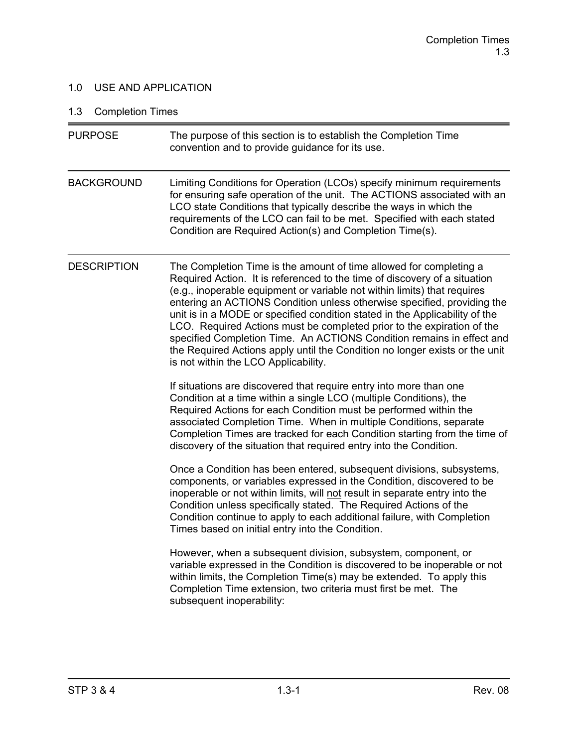## 1.0 USE AND APPLICATION

### 1.3 Completion Times

**PURPOSE**

The purpose of this section is to establish the Completion Time convention and to provide guidance for its use.

**BACKGROUND**

Limiting Conditions for Operation (LCOs) specify minimum requirements for ensuring safe operation of the unit. The ACTIONS associated with an LCO state Conditions that typically describe the ways in which the requirements of the LCO can fail to be met. Specified with each stated Condition are Required Action(s) and Completion Time(s).

**DESCRIPTION**

The Completion Time is the amount of time allowed for completing a Required Action. It is referenced to the time of discovery of a situation (e.g., inoperable equipment or variable not within limits) that requires entering an ACTIONS Condition unless otherwise specified, providing the unit is in a MODE or specified condition stated in the Applicability of the LCO. Required Actions must be completed prior to the expiration of the specified Completion Time. An ACTIONS Condition remains in effect and the Required Actions apply until the Condition no longer exists or the unit is not within the LCO Applicability.

If situations are discovered that require entry into more than one Condition at a time within a single LCO (multiple Conditions), the Required Actions for each Condition must be performed within the associated Completion Time. When in multiple Conditions, separate Completion Times are tracked for each Condition starting from the time of discovery of the situation that required entry into the Condition.

Once a Condition has been entered, subsequent divisions, subsystems, components, or variables expressed in the Condition, discovered to be inoperable or not within limits, will <u>not</u> result in separate entry into the Condition unless specifically stated. The Required Actions of the Condition continue to apply to each additional failure, with Completion Times based on initial entry into the Condition.

However, when a <u>subsequent</u> division, subsystem, component, or variable expressed in the Condition is discovered to be inoperable or not within limits, the Completion Time(s) may be extended. To apply this Completion Time extension, two criteria must first be met. The subsequent inoperability: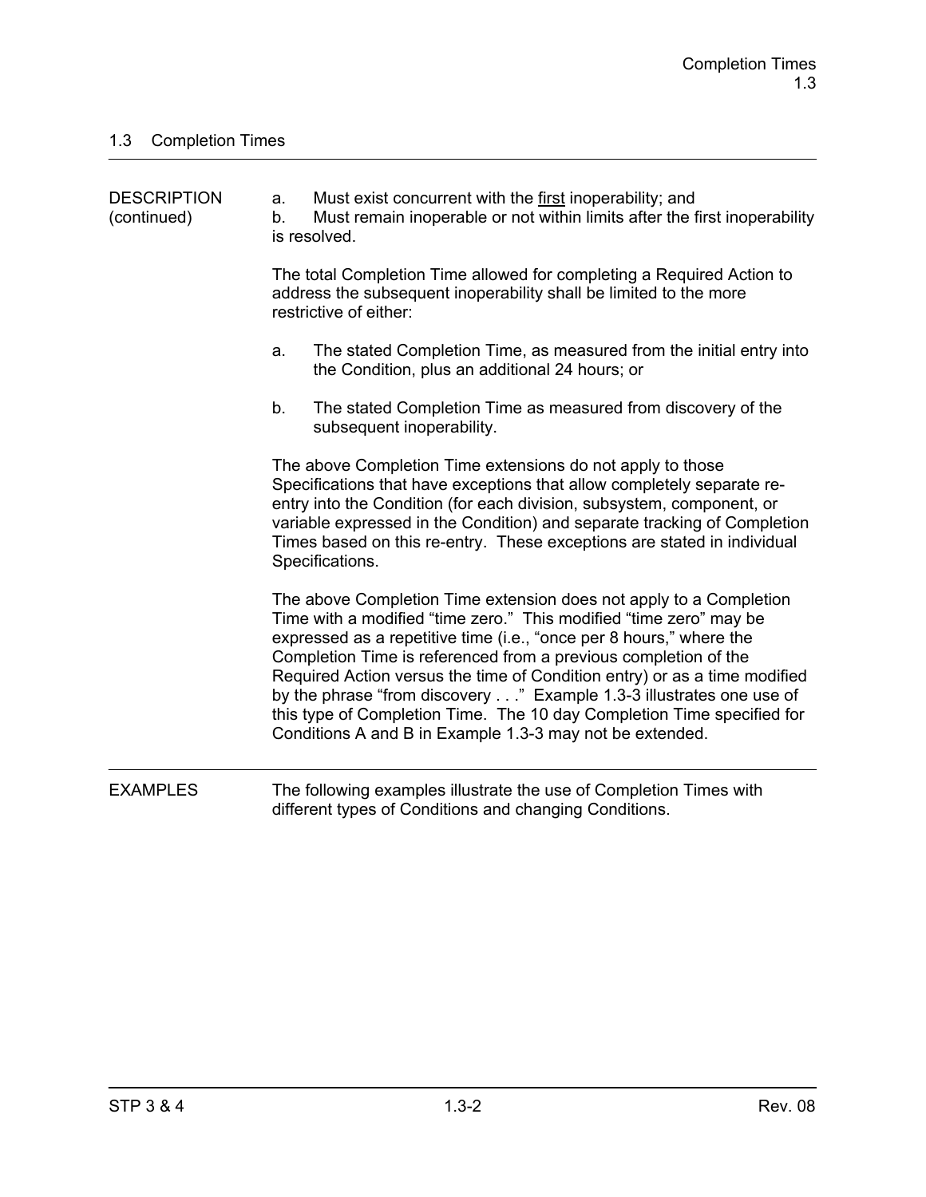## 1.3 Completion Times

DESCRIPTION (continued)

a. Must exist concurrent with the first inoperability; and
b. Must remain inoperable or not within limits after the first inoperability is resolved.

The total Completion Time allowed for completing a Required Action to address the subsequent inoperability shall be limited to the more restrictive of either:

a. The stated Completion Time, as measured from the initial entry into the Condition, plus an additional 24 hours; or

b. The stated Completion Time as measured from discovery of the subsequent inoperability.

The above Completion Time extensions do not apply to those Specifications that have exceptions that allow completely separate re-entry into the Condition (for each division, subsystem, component, or variable expressed in the Condition) and separate tracking of Completion Times based on this re-entry. These exceptions are stated in individual Specifications.

The above Completion Time extension does not apply to a Completion Time with a modified “time zero.” This modified “time zero” may be expressed as a repetitive time (i.e., “once per 8 hours,” where the Completion Time is referenced from a previous completion of the Required Action versus the time of Condition entry) or as a time modified by the phrase “from discovery . . .” Example 1.3-3 illustrates one use of this type of Completion Time. The 10 day Completion Time specified for Conditions A and B in Example 1.3-3 may not be extended.

EXAMPLES

The following examples illustrate the use of Completion Times with different types of Conditions and changing Conditions.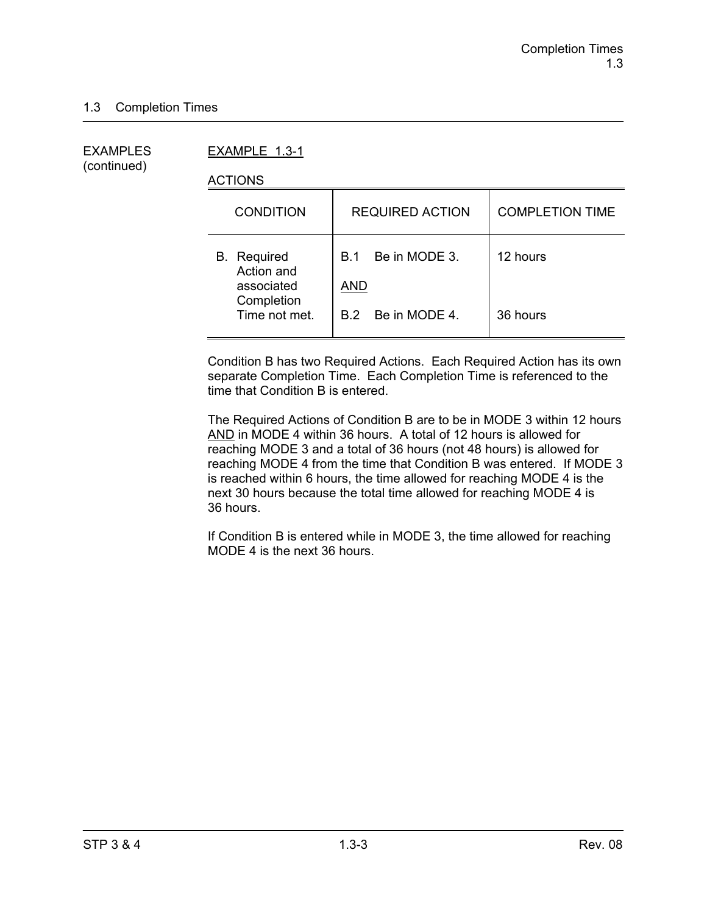## 1.3 Completion Times

EXAMPLES (continued)

EXAMPLE 1.3-1

ACTIONS

| CONDITION | REQUIRED ACTION | COMPLETION TIME |
|---|---|---|
| B. Required Action and associated Completion Time not met. | B.1 Be in MODE 3.<br><br>AND<br><br>B.2 Be in MODE 4. | 12 hours<br><br><br><br>36 hours |

Condition B has two Required Actions. Each Required Action has its own separate Completion Time. Each Completion Time is referenced to the time that Condition B is entered.

The Required Actions of Condition B are to be in MODE 3 within 12 hours AND in MODE 4 within 36 hours. A total of 12 hours is allowed for reaching MODE 3 and a total of 36 hours (not 48 hours) is allowed for reaching MODE 4 from the time that Condition B was entered. If MODE 3 is reached within 6 hours, the time allowed for reaching MODE 4 is the next 30 hours because the total time allowed for reaching MODE 4 is 36 hours.

If Condition B is entered while in MODE 3, the time allowed for reaching MODE 4 is the next 36 hours.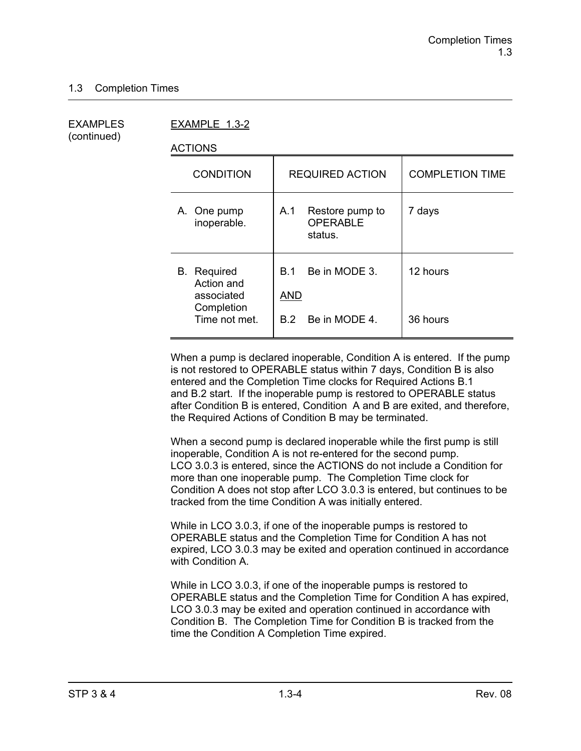## 1.3 Completion Times

EXAMPLES (continued)

EXAMPLE 1.3-2

ACTIONS

| CONDITION | REQUIRED ACTION | COMPLETION TIME |
|---|---|---|
| A. One pump inoperable. | A.1 Restore pump to OPERABLE status. | 7 days |
| B. Required Action and associated Completion Time not met. | B.1 Be in MODE 3.<br><br>AND<br><br>B.2 Be in MODE 4. | 12 hours<br><br><br><br>36 hours |

When a pump is declared inoperable, Condition A is entered. If the pump is not restored to OPERABLE status within 7 days, Condition B is also entered and the Completion Time clocks for Required Actions B.1 and B.2 start. If the inoperable pump is restored to OPERABLE status after Condition B is entered, Condition A and B are exited, and therefore, the Required Actions of Condition B may be terminated.

When a second pump is declared inoperable while the first pump is still inoperable, Condition A is not re-entered for the second pump. LCO 3.0.3 is entered, since the ACTIONS do not include a Condition for more than one inoperable pump. The Completion Time clock for Condition A does not stop after LCO 3.0.3 is entered, but continues to be tracked from the time Condition A was initially entered.

While in LCO 3.0.3, if one of the inoperable pumps is restored to OPERABLE status and the Completion Time for Condition A has not expired, LCO 3.0.3 may be exited and operation continued in accordance with Condition A.

While in LCO 3.0.3, if one of the inoperable pumps is restored to OPERABLE status and the Completion Time for Condition A has expired, LCO 3.0.3 may be exited and operation continued in accordance with Condition B. The Completion Time for Condition B is tracked from the time the Condition A Completion Time expired.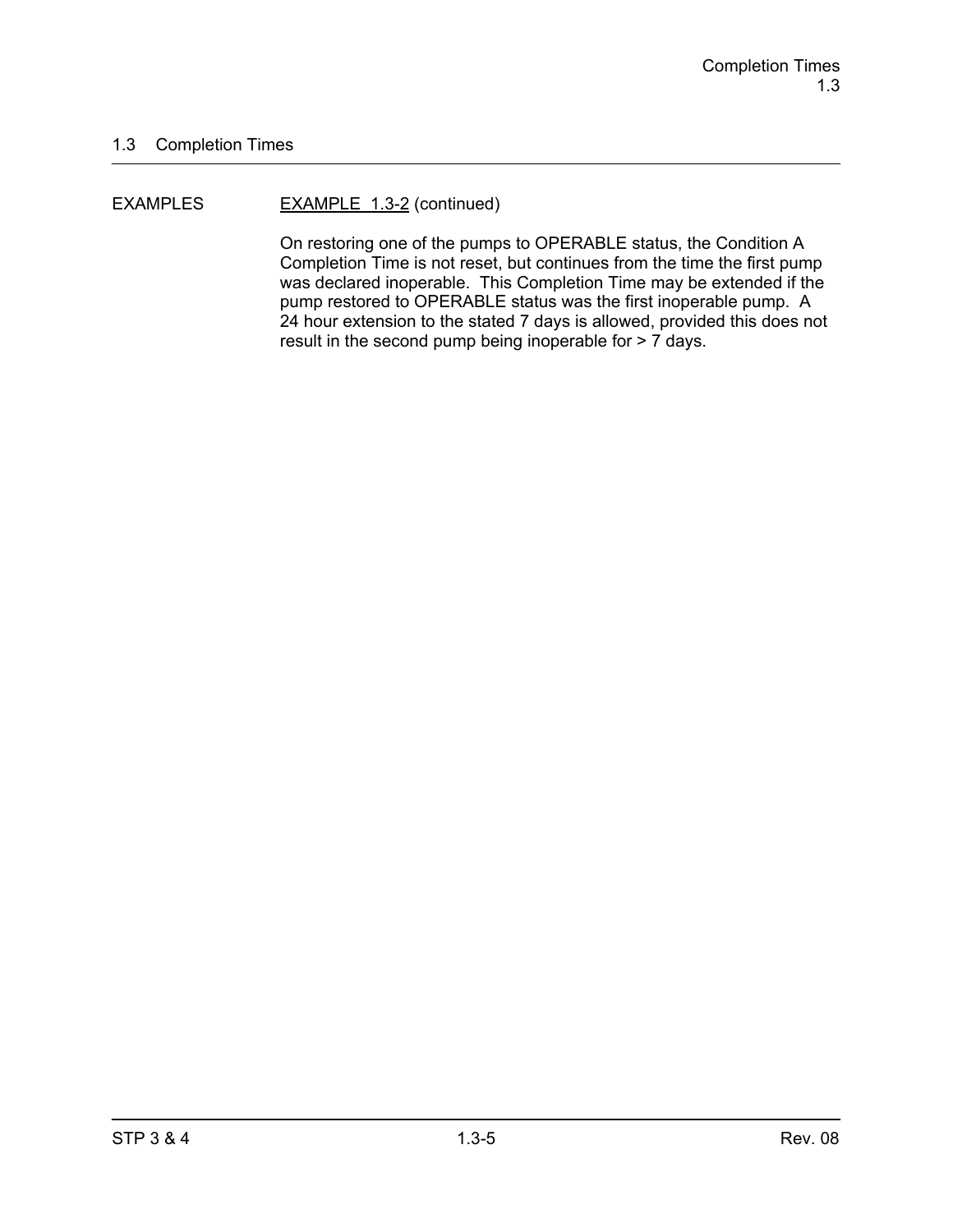## 1.3 Completion Times

EXAMPLES

EXAMPLE 1.3-2 (continued)

On restoring one of the pumps to OPERABLE status, the Condition A Completion Time is not reset, but continues from the time the first pump was declared inoperable. This Completion Time may be extended if the pump restored to OPERABLE status was the first inoperable pump. A 24 hour extension to the stated 7 days is allowed, provided this does not result in the second pump being inoperable for > 7 days.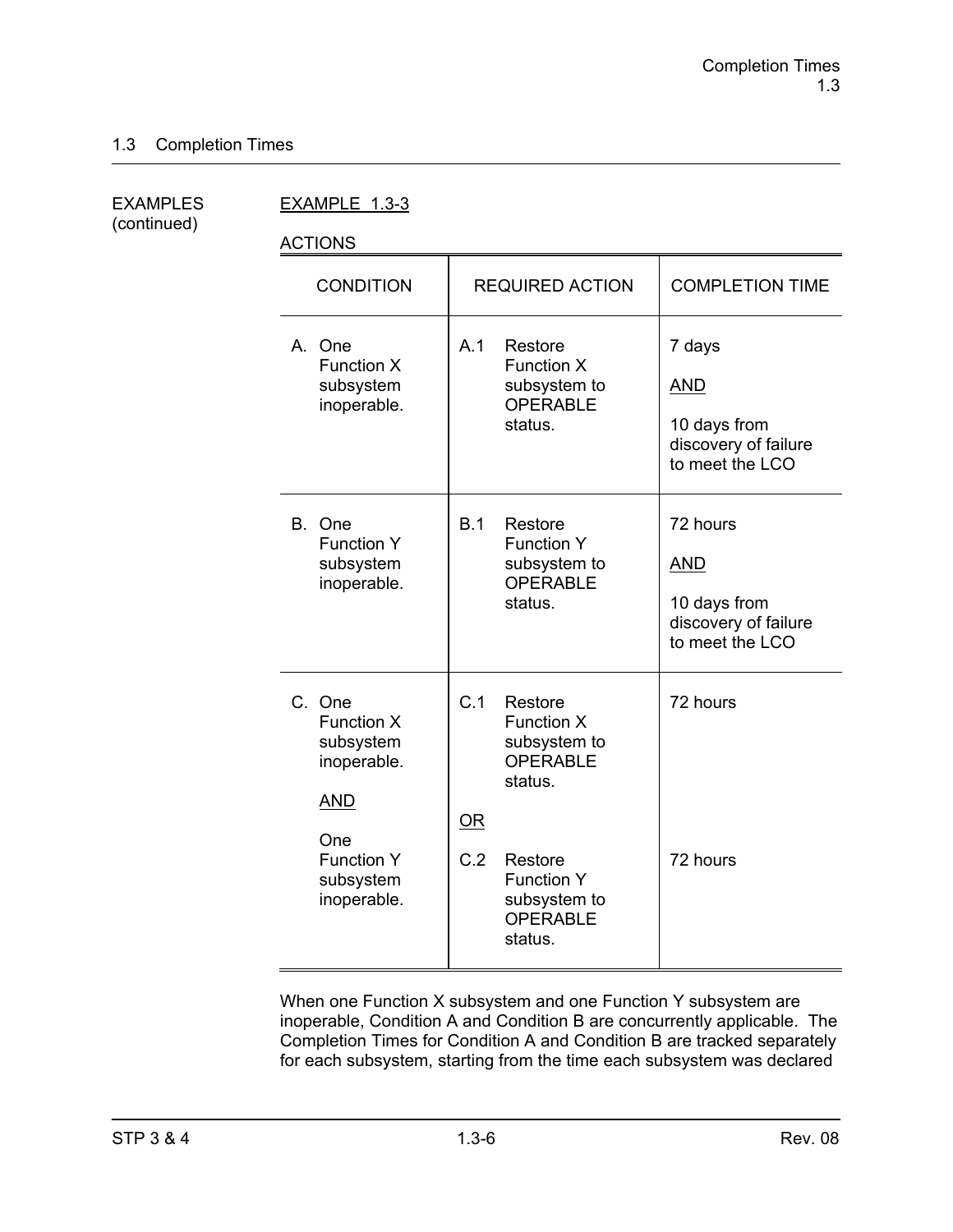## 1.3 Completion Times

EXAMPLES (continued)

EXAMPLE 1.3-3

ACTIONS

| CONDITION | REQUIRED ACTION | COMPLETION TIME |
|---|---|---|
| A. One Function X subsystem inoperable. | A.1 Restore Function X subsystem to OPERABLE status. | 7 days<br><br>AND<br><br>10 days from discovery of failure to meet the LCO |
| B. One Function Y subsystem inoperable. | B.1 Restore Function Y subsystem to OPERABLE status. | 72 hours<br><br>AND<br><br>10 days from discovery of failure to meet the LCO |
| C. One Function X subsystem inoperable.<br><br>AND<br><br>One Function Y subsystem inoperable. | C.1 Restore Function X subsystem to OPERABLE status.<br><br>OR<br><br>C.2 Restore Function Y subsystem to OPERABLE status. | 72 hours<br><br><br><br>72 hours |

When one Function X subsystem and one Function Y subsystem are inoperable, Condition A and Condition B are concurrently applicable. The Completion Times for Condition A and Condition B are tracked separately for each subsystem, starting from the time each subsystem was declared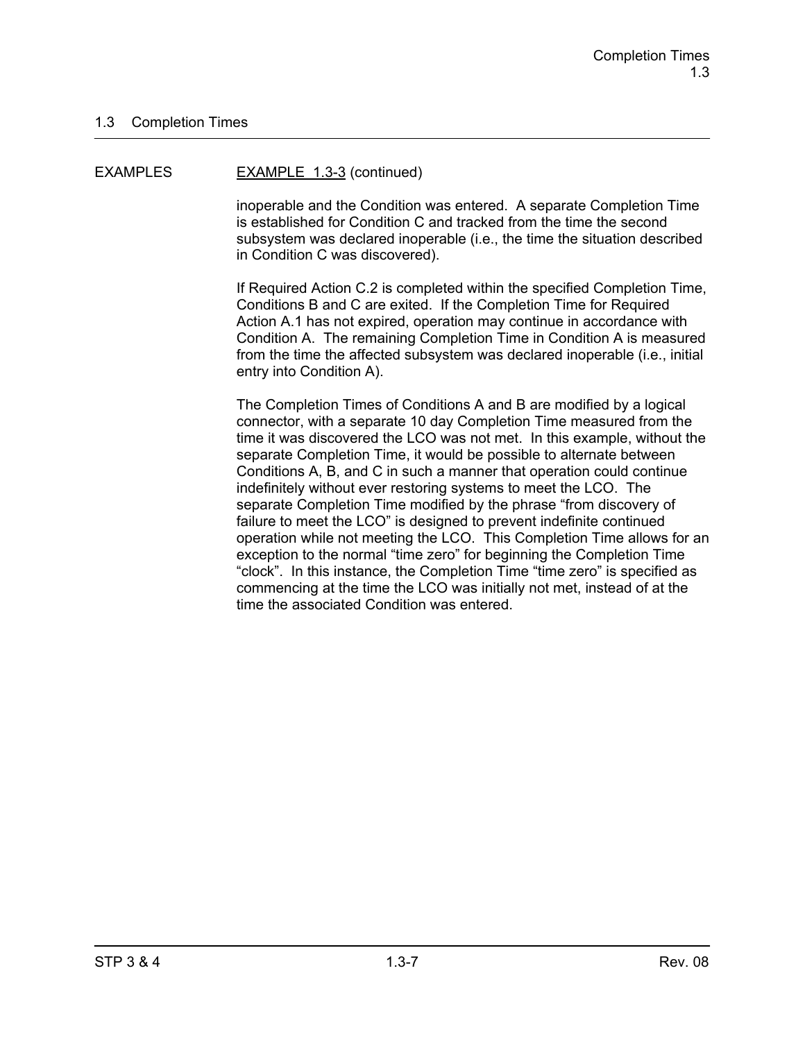## 1.3 Completion Times

EXAMPLES

EXAMPLE 1.3-3 (continued)

inoperable and the Condition was entered. A separate Completion Time is established for Condition C and tracked from the time the second subsystem was declared inoperable (i.e., the time the situation described in Condition C was discovered).

If Required Action C.2 is completed within the specified Completion Time, Conditions B and C are exited. If the Completion Time for Required Action A.1 has not expired, operation may continue in accordance with Condition A. The remaining Completion Time in Condition A is measured from the time the affected subsystem was declared inoperable (i.e., initial entry into Condition A).

The Completion Times of Conditions A and B are modified by a logical connector, with a separate 10 day Completion Time measured from the time it was discovered the LCO was not met. In this example, without the separate Completion Time, it would be possible to alternate between Conditions A, B, and C in such a manner that operation could continue indefinitely without ever restoring systems to meet the LCO. The separate Completion Time modified by the phrase "from discovery of failure to meet the LCO" is designed to prevent indefinite continued operation while not meeting the LCO. This Completion Time allows for an exception to the normal "time zero" for beginning the Completion Time "clock". In this instance, the Completion Time "time zero" is specified as commencing at the time the LCO was initially not met, instead of at the time the associated Condition was entered.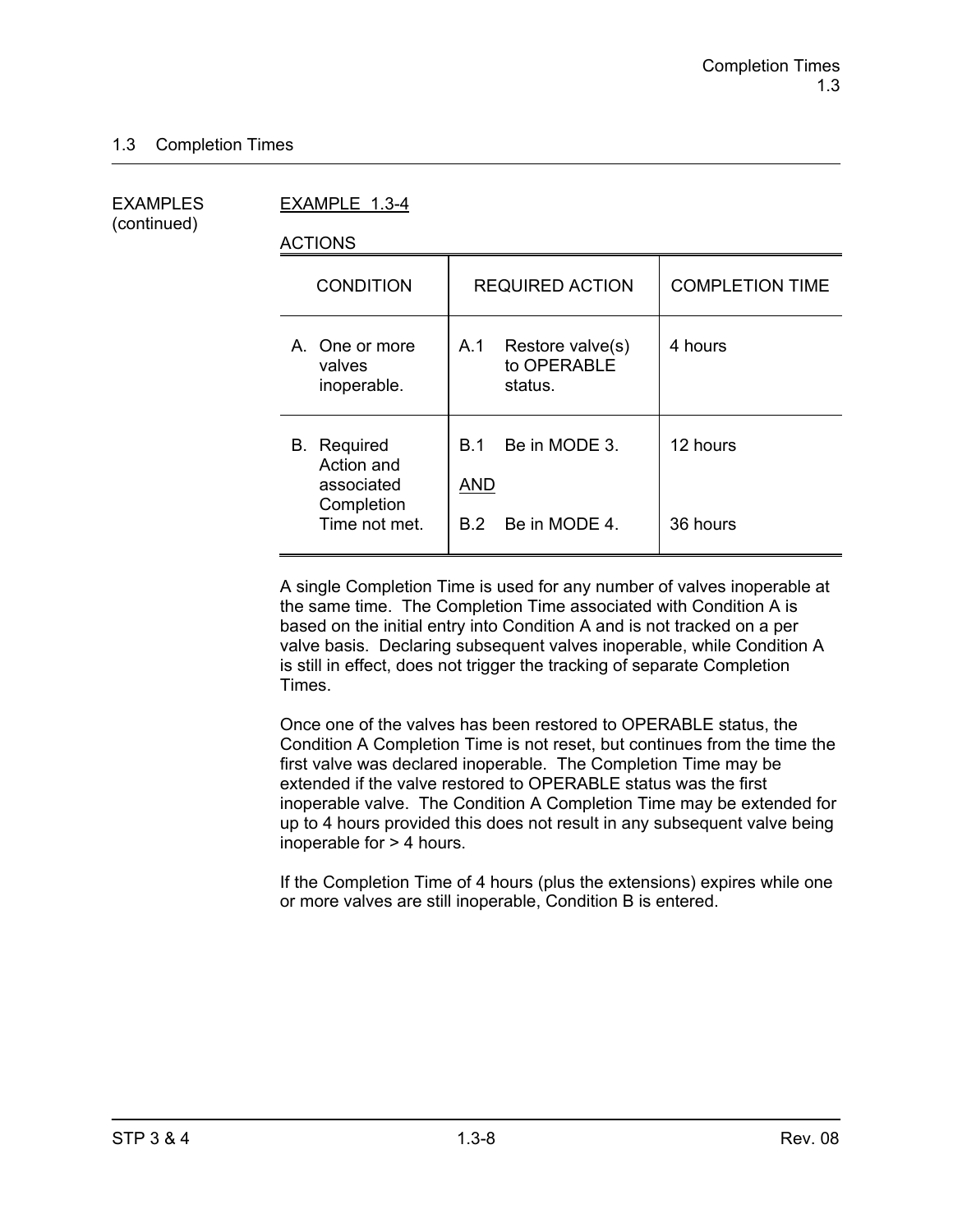## 1.3 Completion Times

EXAMPLES (continued)

EXAMPLE 1.3-4

ACTIONS

| CONDITION | REQUIRED ACTION | COMPLETION TIME |
|---|---|---|
| A. One or more valves inoperable. | A.1 Restore valve(s) to OPERABLE status. | 4 hours |
| B. Required Action and associated Completion Time not met. | B.1 Be in MODE 3.<br><br>AND<br><br>B.2 Be in MODE 4. | 12 hours<br><br><br><br>36 hours |

A single Completion Time is used for any number of valves inoperable at the same time. The Completion Time associated with Condition A is based on the initial entry into Condition A and is not tracked on a per valve basis. Declaring subsequent valves inoperable, while Condition A is still in effect, does not trigger the tracking of separate Completion Times.

Once one of the valves has been restored to OPERABLE status, the Condition A Completion Time is not reset, but continues from the time the first valve was declared inoperable. The Completion Time may be extended if the valve restored to OPERABLE status was the first inoperable valve. The Condition A Completion Time may be extended for up to 4 hours provided this does not result in any subsequent valve being inoperable for > 4 hours.

If the Completion Time of 4 hours (plus the extensions) expires while one or more valves are still inoperable, Condition B is entered.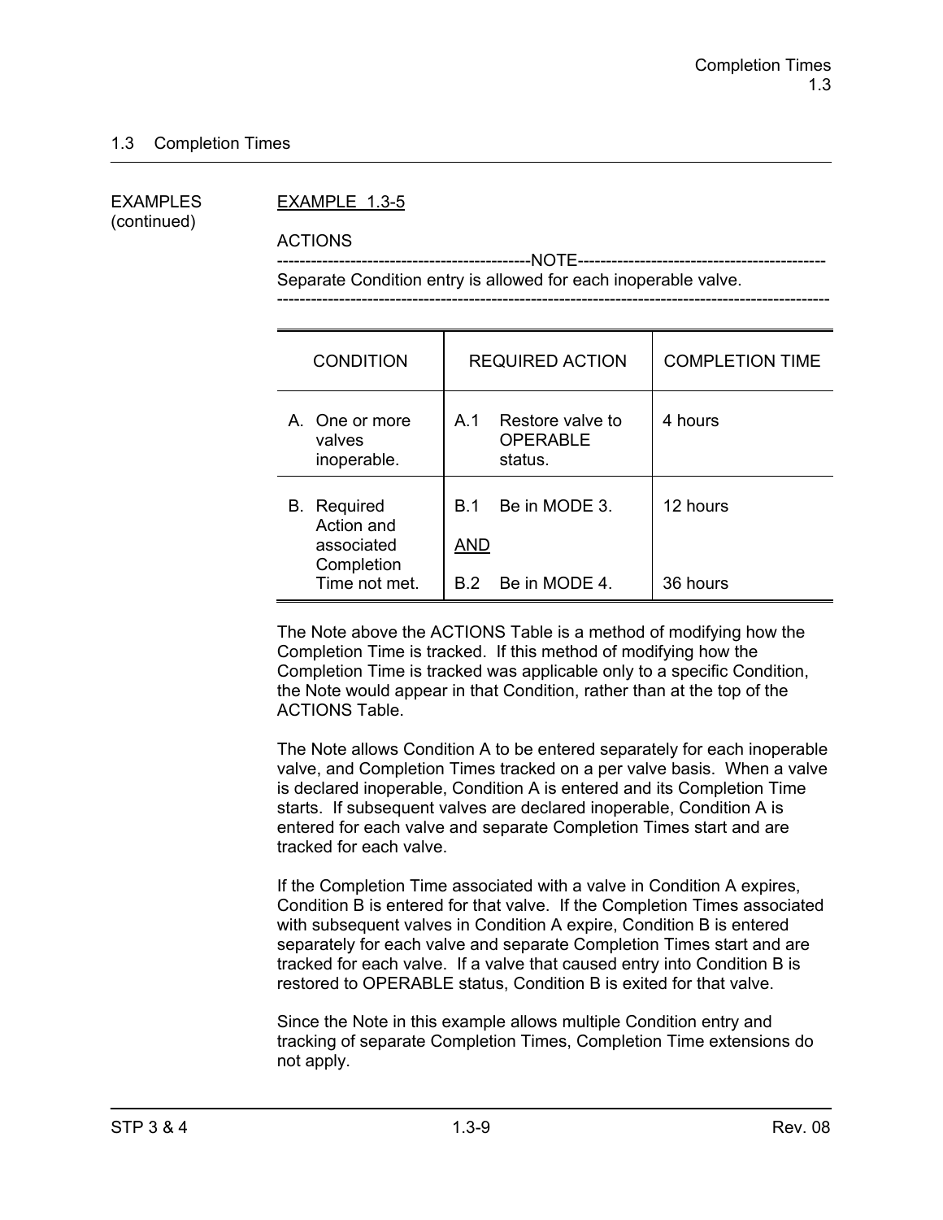## 1.3 Completion Times

EXAMPLES (continued)

EXAMPLE 1.3-5

ACTIONS

---------------------------------------------NOTE--------------------------------------------
Separate Condition entry is allowed for each inoperable valve.
-------------------------------------------------------------------------------------------------

| CONDITION | REQUIRED ACTION | COMPLETION TIME |
|---|---|---|
| A. One or more valves inoperable. | A.1 Restore valve to OPERABLE status. | 4 hours |
| B. Required Action and associated Completion Time not met. | B.1 Be in MODE 3.<br><br>AND<br><br>B.2 Be in MODE 4. | 12 hours<br><br><br><br>36 hours |

The Note above the ACTIONS Table is a method of modifying how the Completion Time is tracked. If this method of modifying how the Completion Time is tracked was applicable only to a specific Condition, the Note would appear in that Condition, rather than at the top of the ACTIONS Table.

The Note allows Condition A to be entered separately for each inoperable valve, and Completion Times tracked on a per valve basis. When a valve is declared inoperable, Condition A is entered and its Completion Time starts. If subsequent valves are declared inoperable, Condition A is entered for each valve and separate Completion Times start and are tracked for each valve.

If the Completion Time associated with a valve in Condition A expires, Condition B is entered for that valve. If the Completion Times associated with subsequent valves in Condition A expire, Condition B is entered separately for each valve and separate Completion Times start and are tracked for each valve. If a valve that caused entry into Condition B is restored to OPERABLE status, Condition B is exited for that valve.

Since the Note in this example allows multiple Condition entry and tracking of separate Completion Times, Completion Time extensions do not apply.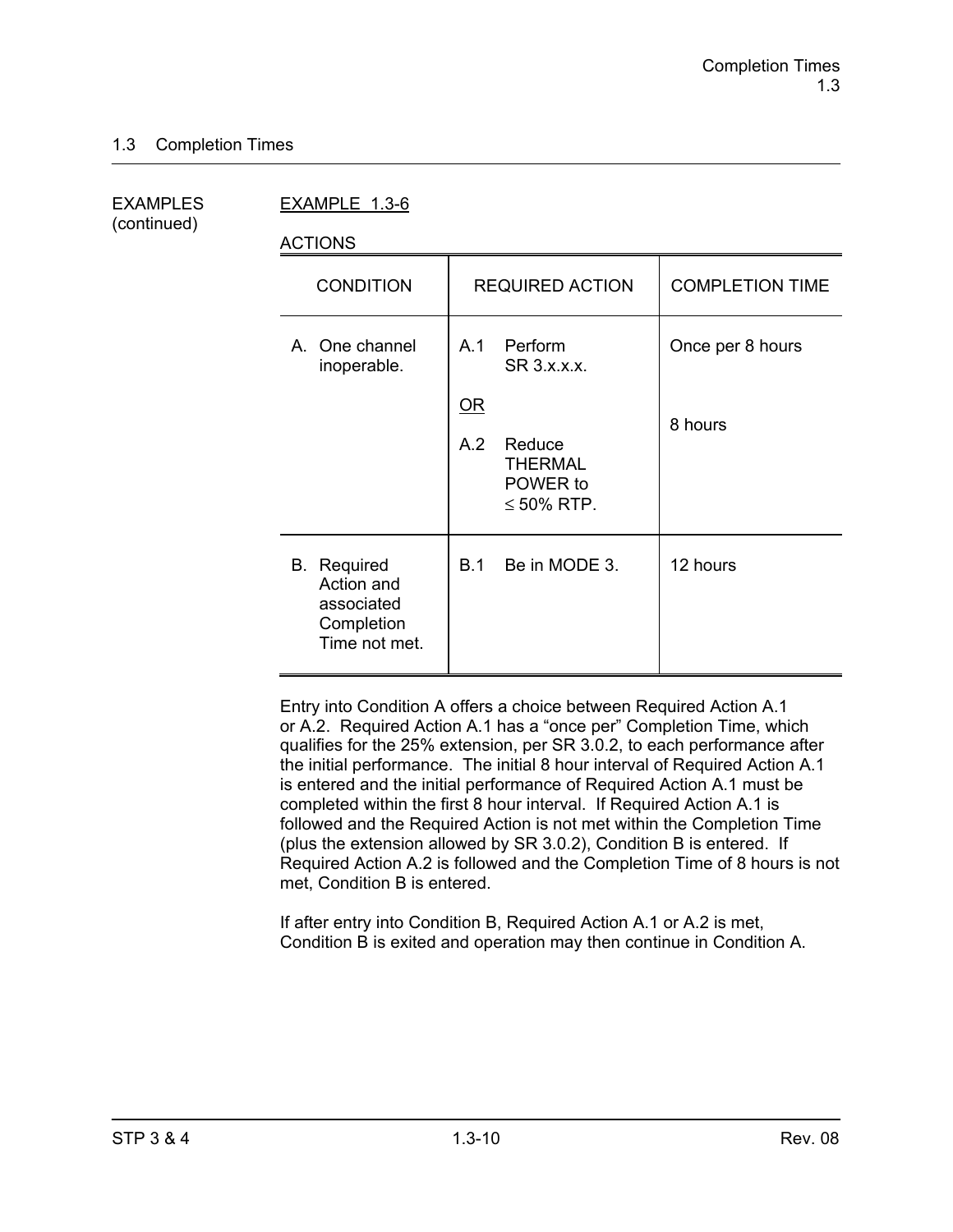## 1.3 Completion Times

EXAMPLES (continued)

EXAMPLE 1.3-6

ACTIONS

| CONDITION | REQUIRED ACTION | COMPLETION TIME |
|---|---|---|
| A. One channel inoperable. | A.1 Perform SR 3.x.x.x. | Once per 8 hours |
| | OR | |
| | A.2 Reduce THERMAL POWER to ≤ 50% RTP. | 8 hours |
| B. Required Action and associated Completion Time not met. | B.1 Be in MODE 3. | 12 hours |

Entry into Condition A offers a choice between Required Action A.1 or A.2. Required Action A.1 has a "once per" Completion Time, which qualifies for the 25% extension, per SR 3.0.2, to each performance after the initial performance. The initial 8 hour interval of Required Action A.1 is entered and the initial performance of Required Action A.1 must be completed within the first 8 hour interval. If Required Action A.1 is followed and the Required Action is not met within the Completion Time (plus the extension allowed by SR 3.0.2), Condition B is entered. If Required Action A.2 is followed and the Completion Time of 8 hours is not met, Condition B is entered.

If after entry into Condition B, Required Action A.1 or A.2 is met, Condition B is exited and operation may then continue in Condition A.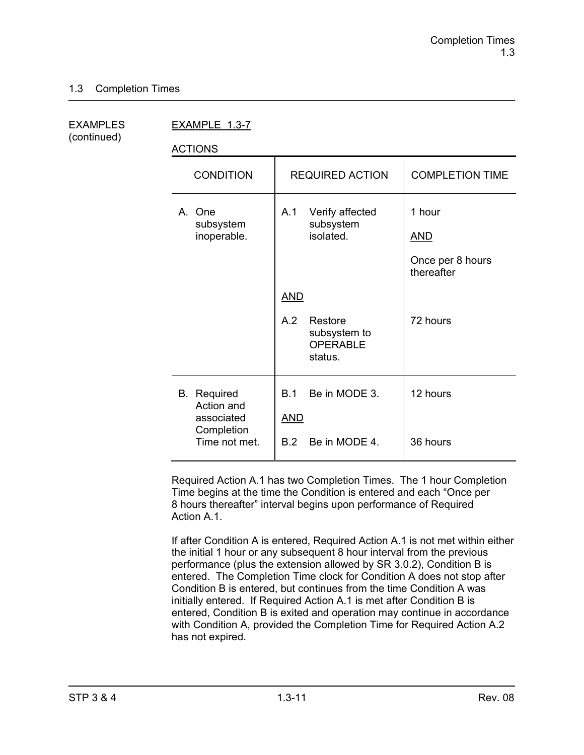## 1.3 Completion Times

EXAMPLES (continued)

EXAMPLE 1.3-7

ACTIONS

| CONDITION | REQUIRED ACTION | COMPLETION TIME |
|---|---|---|
| A. One subsystem inoperable. | A.1 Verify affected subsystem isolated. | 1 hour<br><br>AND<br><br>Once per 8 hours thereafter |
| | AND | |
| | A.2 Restore subsystem to OPERABLE status. | 72 hours |
| B. Required Action and associated Completion Time not met. | B.1 Be in MODE 3. | 12 hours |
| | AND | |
| | B.2 Be in MODE 4. | 36 hours |

Required Action A.1 has two Completion Times. The 1 hour Completion Time begins at the time the Condition is entered and each "Once per 8 hours thereafter" interval begins upon performance of Required Action A.1.

If after Condition A is entered, Required Action A.1 is not met within either the initial 1 hour or any subsequent 8 hour interval from the previous performance (plus the extension allowed by SR 3.0.2), Condition B is entered. The Completion Time clock for Condition A does not stop after Condition B is entered, but continues from the time Condition A was initially entered. If Required Action A.1 is met after Condition B is entered, Condition B is exited and operation may continue in accordance with Condition A, provided the Completion Time for Required Action A.2 has not expired.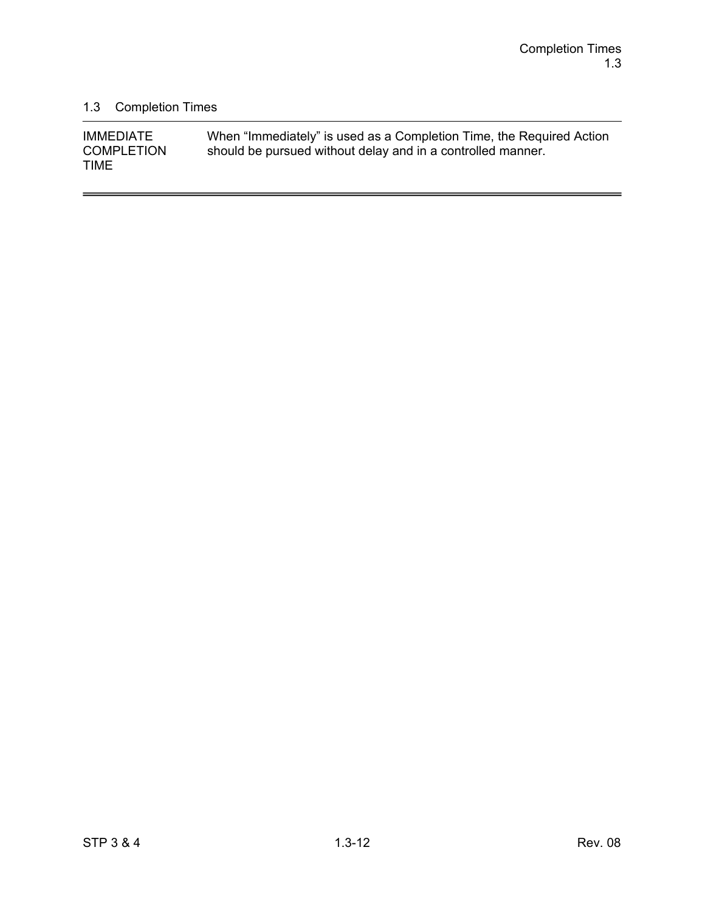## 1.3 Completion Times

| | |
|---|---|
| IMMEDIATE COMPLETION TIME | When "Immediately" is used as a Completion Time, the Required Action should be pursued without delay and in a controlled manner. |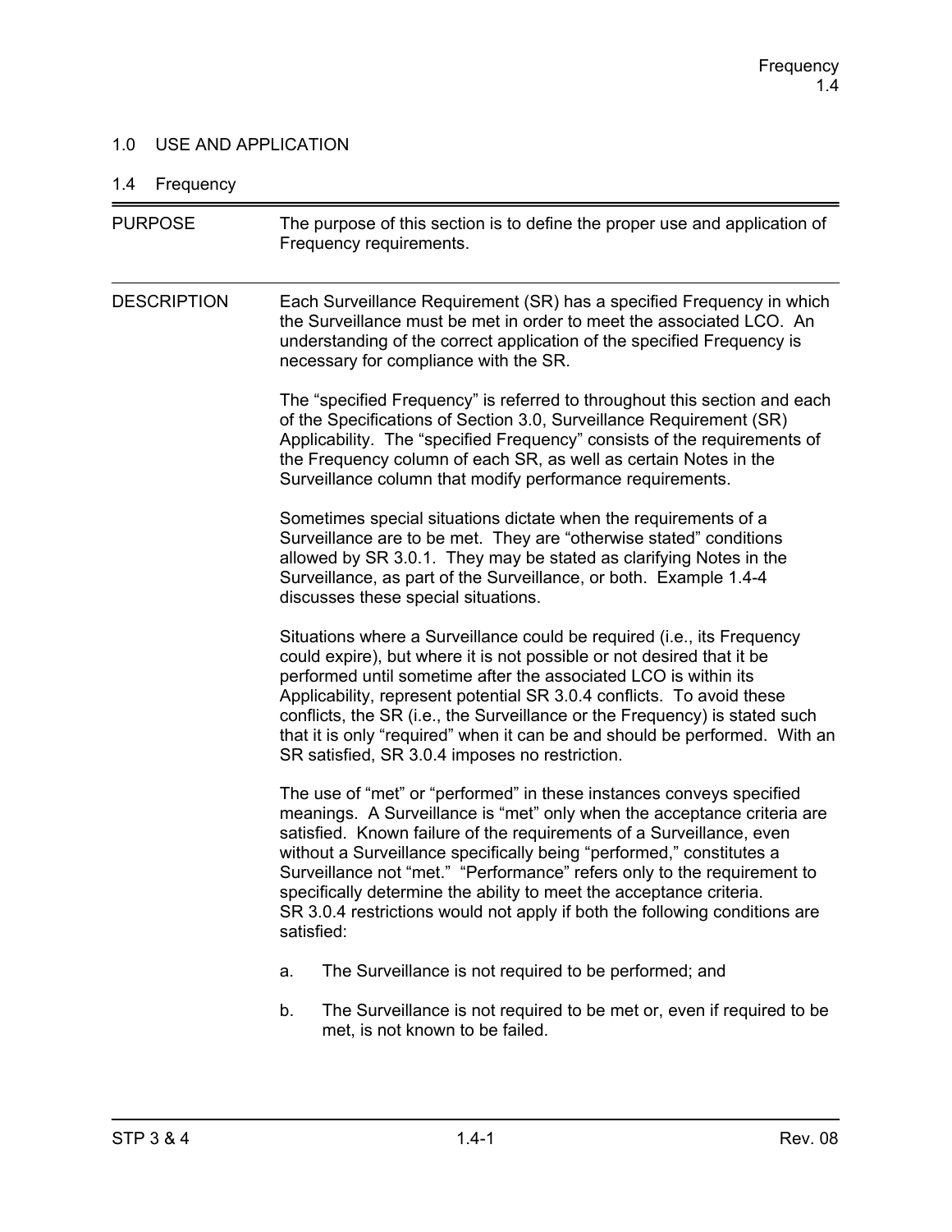# 1.0 USE AND APPLICATION

## 1.4 Frequency

**PURPOSE**

The purpose of this section is to define the proper use and application of Frequency requirements.

**DESCRIPTION**

Each Surveillance Requirement (SR) has a specified Frequency in which the Surveillance must be met in order to meet the associated LCO. An understanding of the correct application of the specified Frequency is necessary for compliance with the SR.

The "specified Frequency" is referred to throughout this section and each of the Specifications of Section 3.0, Surveillance Requirement (SR) Applicability. The "specified Frequency" consists of the requirements of the Frequency column of each SR, as well as certain Notes in the Surveillance column that modify performance requirements.

Sometimes special situations dictate when the requirements of a Surveillance are to be met. They are "otherwise stated" conditions allowed by SR 3.0.1. They may be stated as clarifying Notes in the Surveillance, as part of the Surveillance, or both. Example 1.4-4 discusses these special situations.

Situations where a Surveillance could be required (i.e., its Frequency could expire), but where it is not possible or not desired that it be performed until sometime after the associated LCO is within its Applicability, represent potential SR 3.0.4 conflicts. To avoid these conflicts, the SR (i.e., the Surveillance or the Frequency) is stated such that it is only "required" when it can be and should be performed. With an SR satisfied, SR 3.0.4 imposes no restriction.

The use of "met" or "performed" in these instances conveys specified meanings. A Surveillance is "met" only when the acceptance criteria are satisfied. Known failure of the requirements of a Surveillance, even without a Surveillance specifically being "performed," constitutes a Surveillance not "met." "Performance" refers only to the requirement to specifically determine the ability to meet the acceptance criteria. SR 3.0.4 restrictions would not apply if both the following conditions are satisfied:

a. The Surveillance is not required to be performed; and

b. The Surveillance is not required to be met or, even if required to be met, is not known to be failed.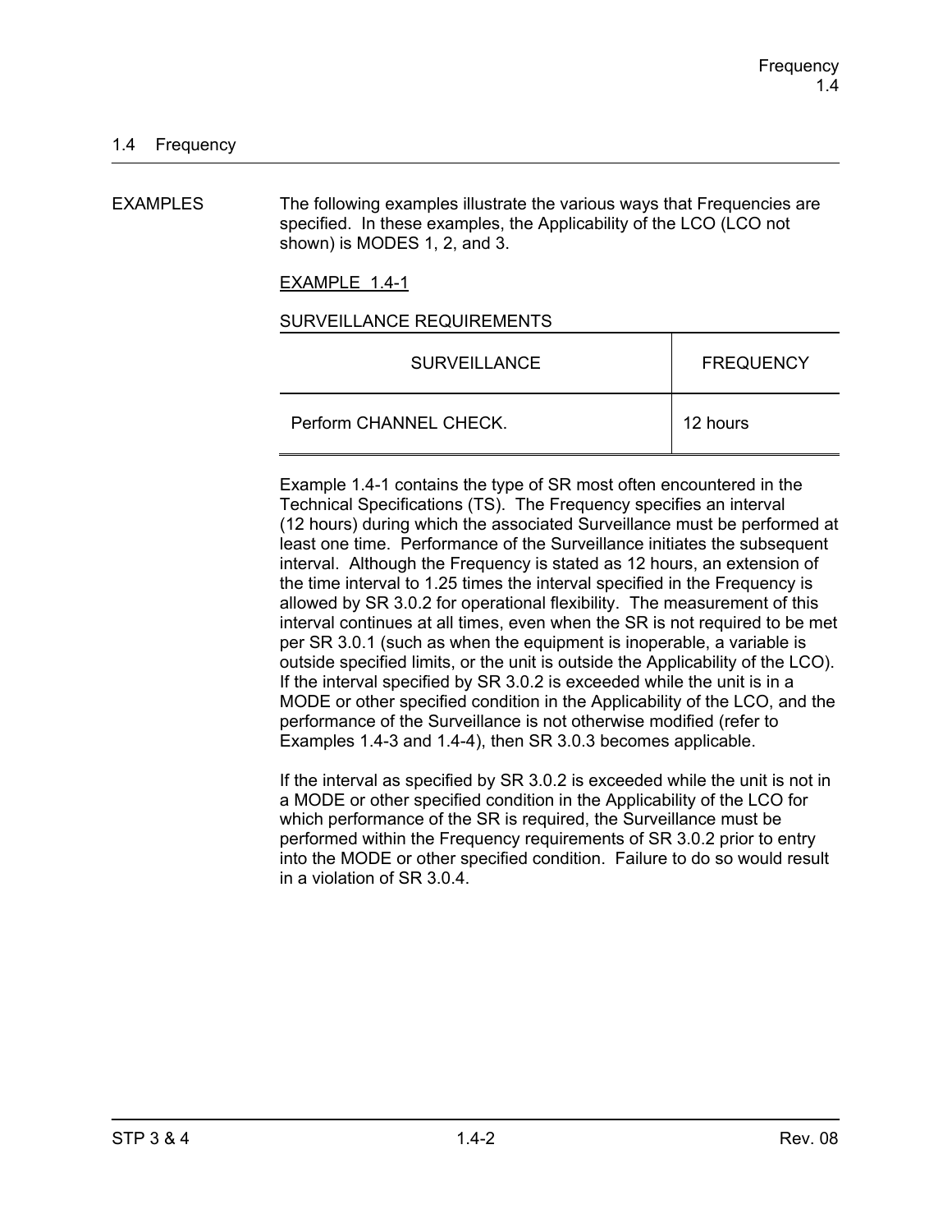## 1.4 Frequency

EXAMPLES

The following examples illustrate the various ways that Frequencies are specified. In these examples, the Applicability of the LCO (LCO not shown) is MODES 1, 2, and 3.

EXAMPLE 1.4-1

SURVEILLANCE REQUIREMENTS

| SURVEILLANCE | FREQUENCY |
|---|---|
| Perform CHANNEL CHECK. | 12 hours |

Example 1.4-1 contains the type of SR most often encountered in the Technical Specifications (TS). The Frequency specifies an interval (12 hours) during which the associated Surveillance must be performed at least one time. Performance of the Surveillance initiates the subsequent interval. Although the Frequency is stated as 12 hours, an extension of the time interval to 1.25 times the interval specified in the Frequency is allowed by SR 3.0.2 for operational flexibility. The measurement of this interval continues at all times, even when the SR is not required to be met per SR 3.0.1 (such as when the equipment is inoperable, a variable is outside specified limits, or the unit is outside the Applicability of the LCO). If the interval specified by SR 3.0.2 is exceeded while the unit is in a MODE or other specified condition in the Applicability of the LCO, and the performance of the Surveillance is not otherwise modified (refer to Examples 1.4-3 and 1.4-4), then SR 3.0.3 becomes applicable.

If the interval as specified by SR 3.0.2 is exceeded while the unit is not in a MODE or other specified condition in the Applicability of the LCO for which performance of the SR is required, the Surveillance must be performed within the Frequency requirements of SR 3.0.2 prior to entry into the MODE or other specified condition. Failure to do so would result in a violation of SR 3.0.4.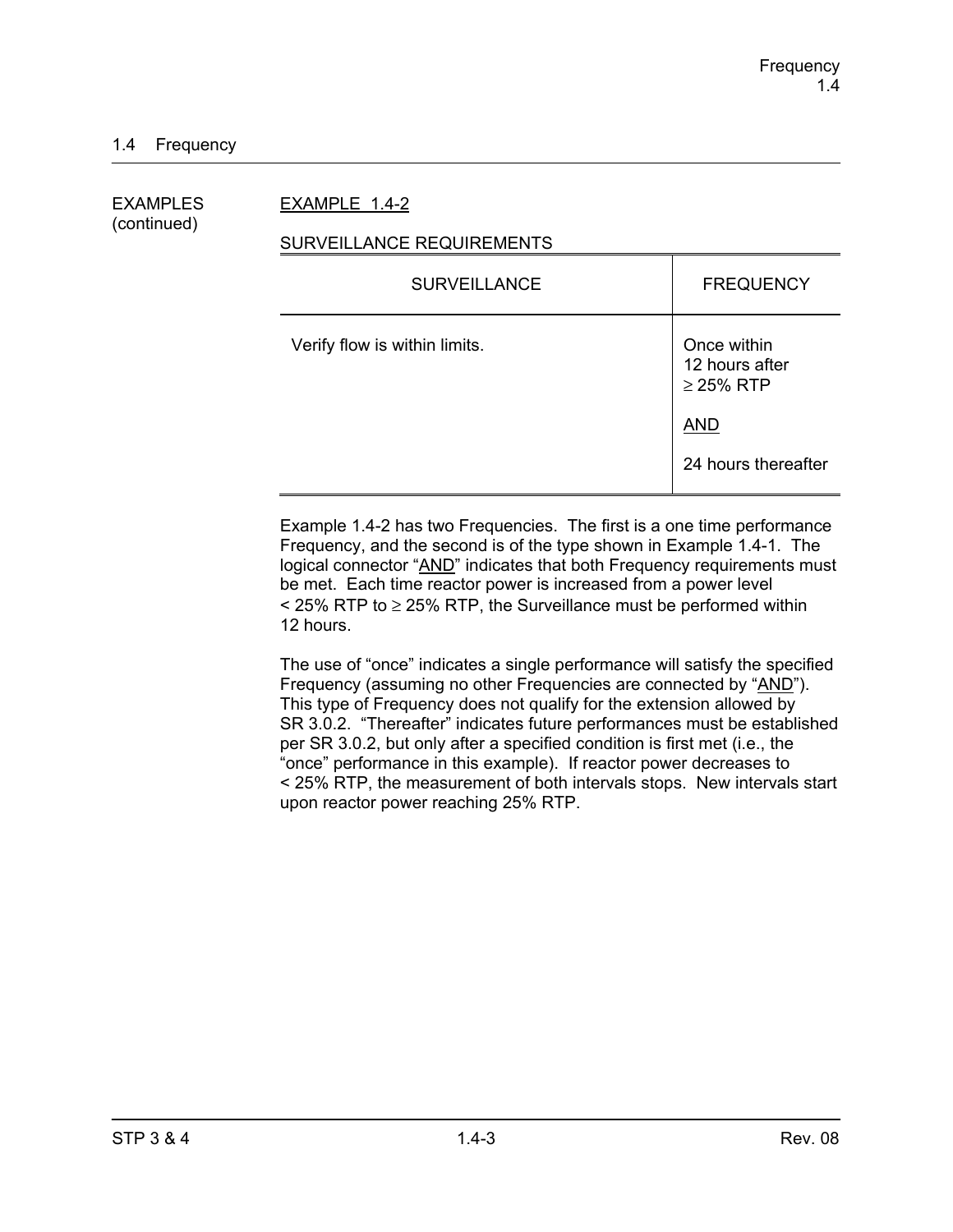## 1.4 Frequency

EXAMPLES (continued)

EXAMPLE 1.4-2

SURVEILLANCE REQUIREMENTS

| SURVEILLANCE | FREQUENCY |
|---|---|
| Verify flow is within limits. | Once within 12 hours after ≥ 25% RTP<br><br>AND<br><br>24 hours thereafter |

Example 1.4-2 has two Frequencies. The first is a one time performance Frequency, and the second is of the type shown in Example 1.4-1. The logical connector "AND" indicates that both Frequency requirements must be met. Each time reactor power is increased from a power level < 25% RTP to ≥ 25% RTP, the Surveillance must be performed within 12 hours.

The use of "once" indicates a single performance will satisfy the specified Frequency (assuming no other Frequencies are connected by "AND"). This type of Frequency does not qualify for the extension allowed by SR 3.0.2. "Thereafter" indicates future performances must be established per SR 3.0.2, but only after a specified condition is first met (i.e., the "once" performance in this example). If reactor power decreases to < 25% RTP, the measurement of both intervals stops. New intervals start upon reactor power reaching 25% RTP.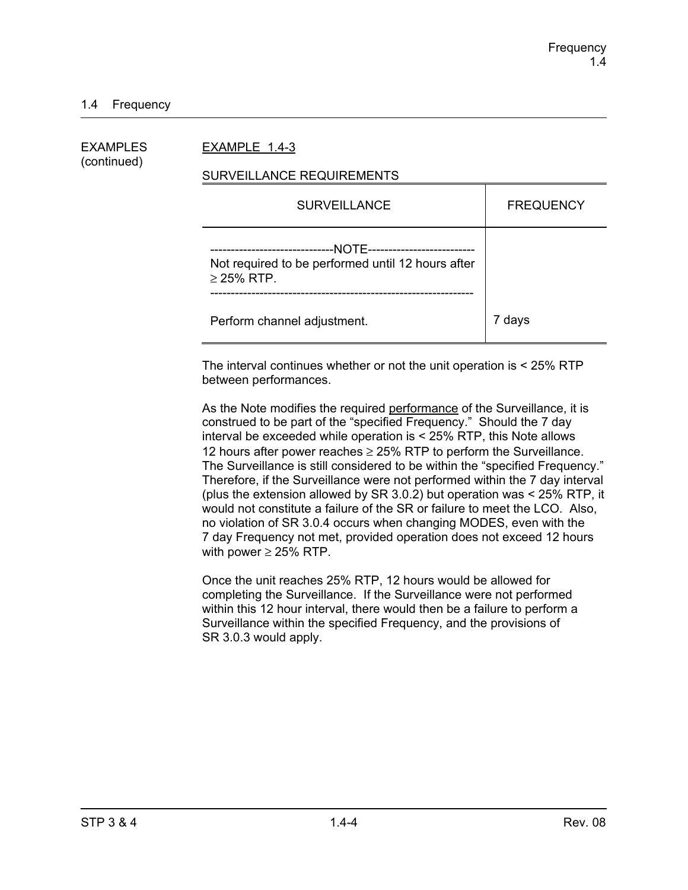## 1.4 Frequency

EXAMPLES (continued)

EXAMPLE 1.4-3

SURVEILLANCE REQUIREMENTS

| SURVEILLANCE | FREQUENCY |
|---|---|
| ------------------------------NOTE-------------------------- Not required to be performed until 12 hours after ≥ 25% RTP. --------------------------------------------------------------- Perform channel adjustment. | 7 days |

The interval continues whether or not the unit operation is < 25% RTP between performances.

As the Note modifies the required performance of the Surveillance, it is construed to be part of the “specified Frequency.” Should the 7 day interval be exceeded while operation is < 25% RTP, this Note allows 12 hours after power reaches ≥ 25% RTP to perform the Surveillance. The Surveillance is still considered to be within the “specified Frequency.” Therefore, if the Surveillance were not performed within the 7 day interval (plus the extension allowed by SR 3.0.2) but operation was < 25% RTP, it would not constitute a failure of the SR or failure to meet the LCO. Also, no violation of SR 3.0.4 occurs when changing MODES, even with the 7 day Frequency not met, provided operation does not exceed 12 hours with power ≥ 25% RTP.

Once the unit reaches 25% RTP, 12 hours would be allowed for completing the Surveillance. If the Surveillance were not performed within this 12 hour interval, there would then be a failure to perform a Surveillance within the specified Frequency, and the provisions of SR 3.0.3 would apply.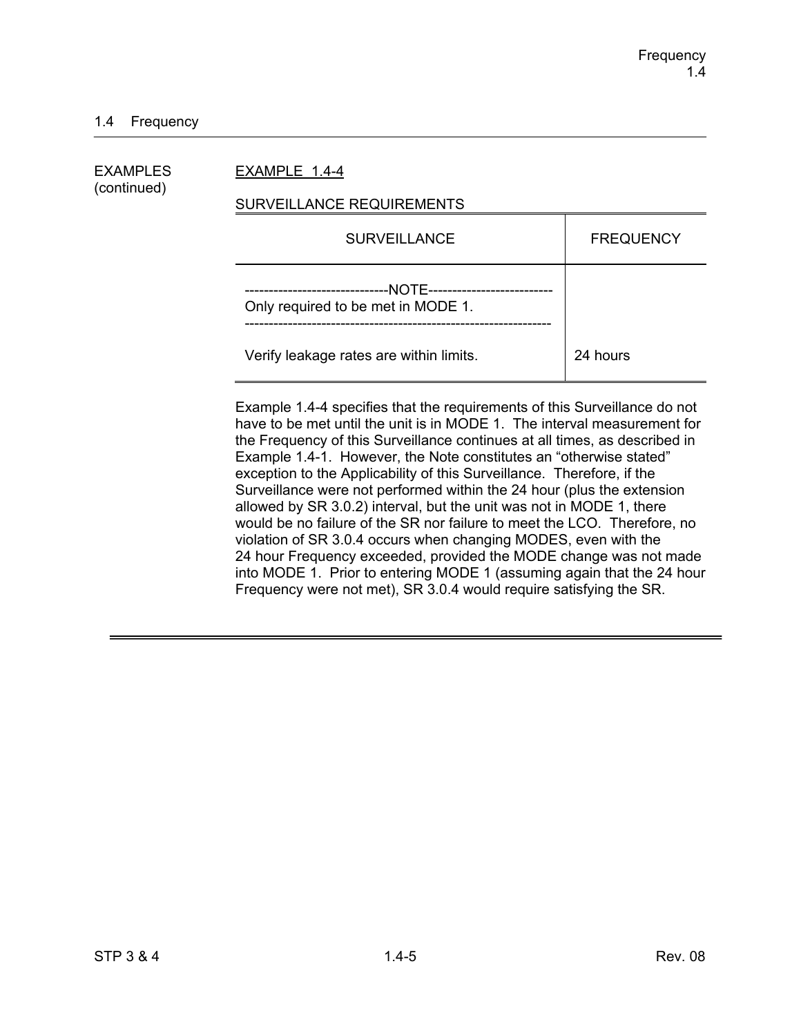## 1.4 Frequency

EXAMPLES (continued)

EXAMPLE 1.4-4

SURVEILLANCE REQUIREMENTS

| SURVEILLANCE | FREQUENCY |
|---|---|
| ------------------------------NOTE-------------------------- Only required to be met in MODE 1. ------------------------------------------------------------- Verify leakage rates are within limits. | 24 hours |

Example 1.4-4 specifies that the requirements of this Surveillance do not have to be met until the unit is in MODE 1. The interval measurement for the Frequency of this Surveillance continues at all times, as described in Example 1.4-1. However, the Note constitutes an "otherwise stated" exception to the Applicability of this Surveillance. Therefore, if the Surveillance were not performed within the 24 hour (plus the extension allowed by SR 3.0.2) interval, but the unit was not in MODE 1, there would be no failure of the SR nor failure to meet the LCO. Therefore, no violation of SR 3.0.4 occurs when changing MODES, even with the 24 hour Frequency exceeded, provided the MODE change was not made into MODE 1. Prior to entering MODE 1 (assuming again that the 24 hour Frequency were not met), SR 3.0.4 would require satisfying the SR.